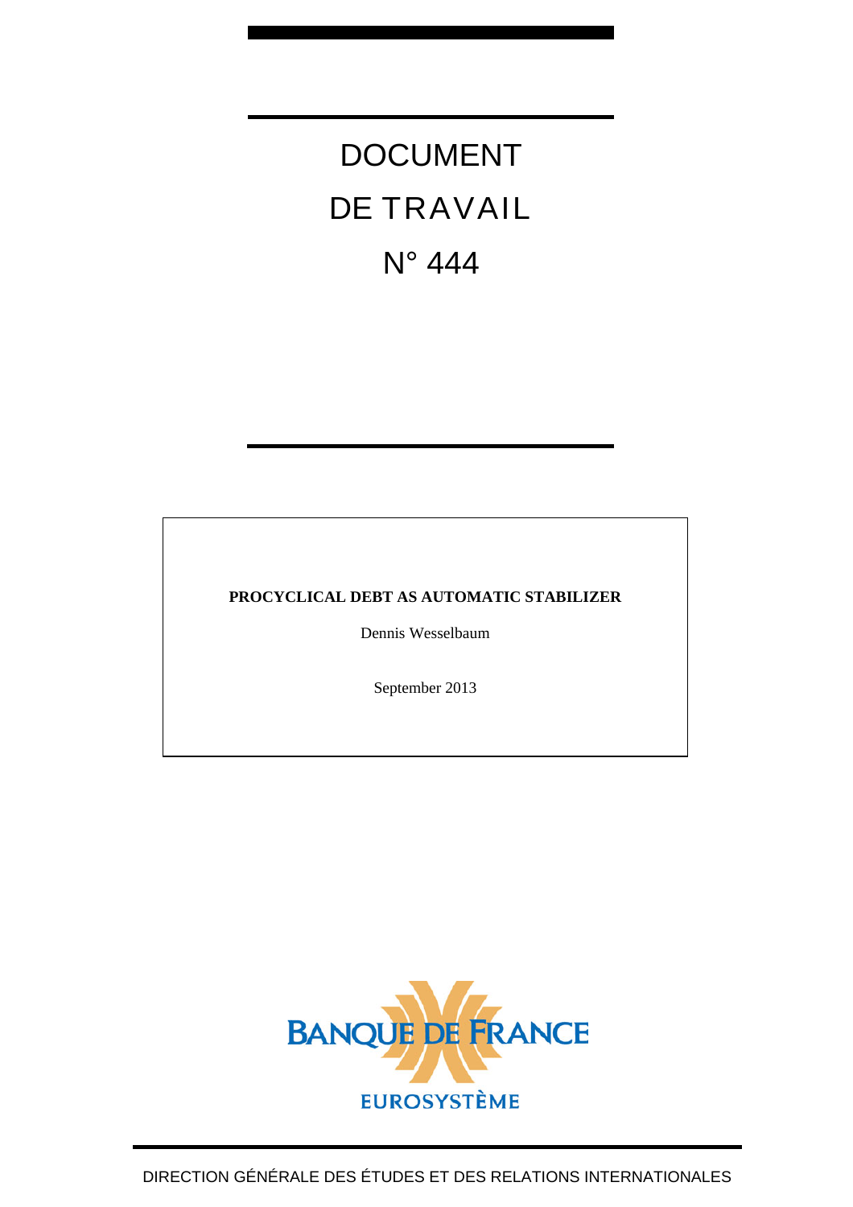# DOCUMENT

# DE TRAVAIL

# N° 444

**PROCYCLICAL DEBT AS AUTOMATIC STABILIZER**

Dennis Wesselbaum

September 2013

BANQUE DE FRANCE

EUROSYSTÈME

DIRECTION GÉNÉRALE DES ÉTUDES ET DES RELATIONS INTERNATIONALES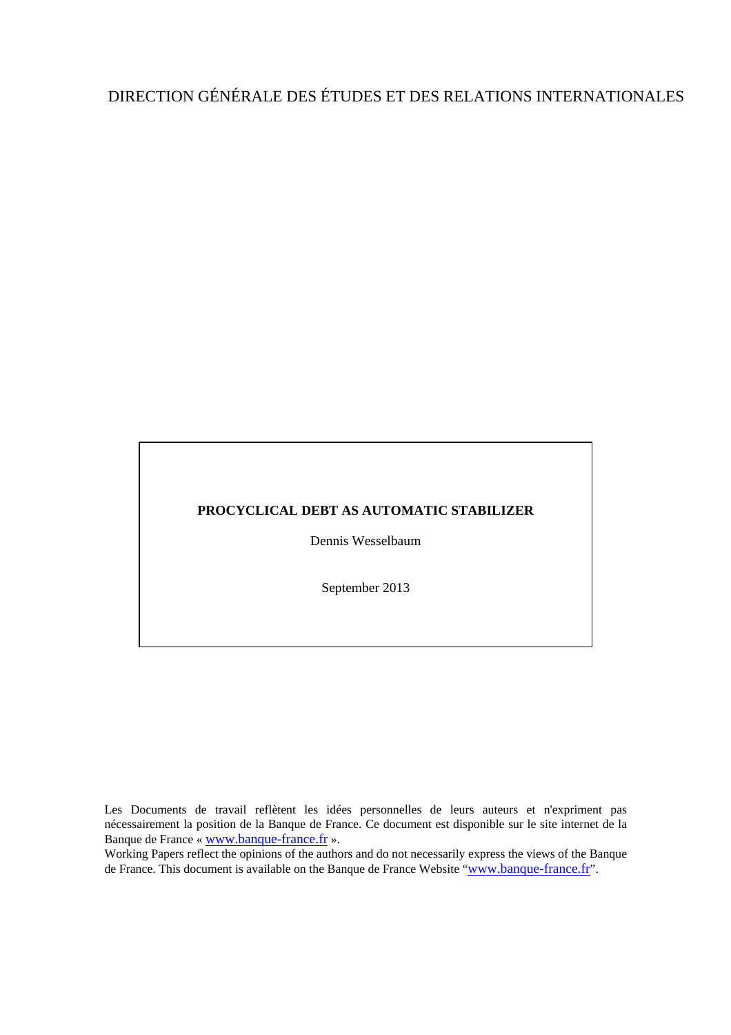DIRECTION GÉNÉRALE DES ÉTUDES ET DES RELATIONS INTERNATIONALES

**PROCYCLICAL DEBT AS AUTOMATIC STABILIZER**

Dennis Wesselbaum

September 2013

Les Documents de travail reflètent les idées personnelles de leurs auteurs et n'expriment pas nécessairement la position de la Banque de France. Ce document est disponible sur le site internet de la Banque de France « www.banque-france.fr ».

Working Papers reflect the opinions of the authors and do not necessarily express the views of the Banque de France. This document is available on the Banque de France Website "www.banque-france.fr".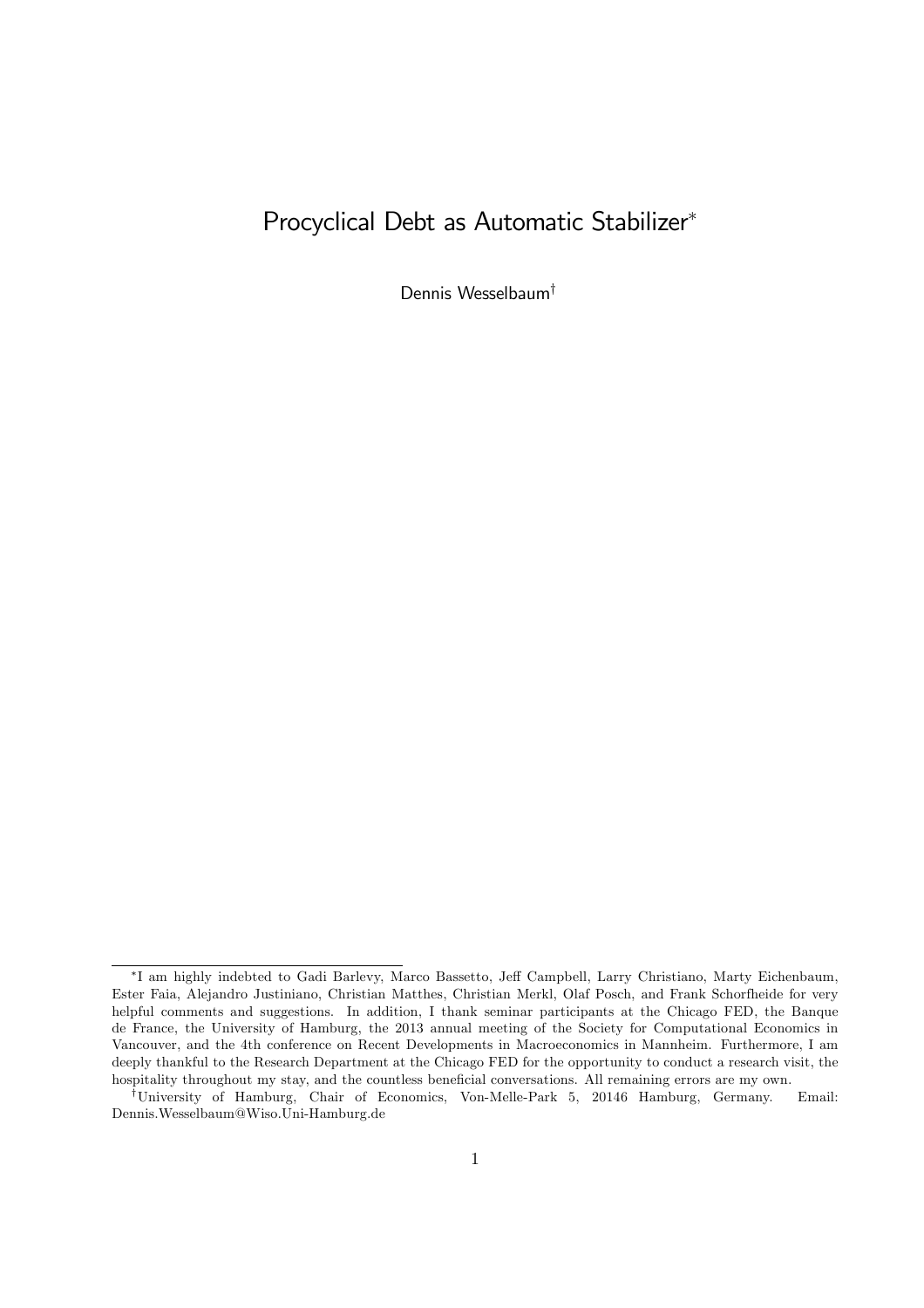# Procyclical Debt as Automatic Stabilizer*

Dennis Wesselbaum†

---

*I am highly indebted to Gadi Barlevy, Marco Bassetto, Jeff Campbell, Larry Christiano, Marty Eichenbaum, Ester Faia, Alejandro Justiniano, Christian Matthes, Christian Merkl, Olaf Posch, and Frank Schorfheide for very helpful comments and suggestions. In addition, I thank seminar participants at the Chicago FED, the Banque de France, the University of Hamburg, the 2013 annual meeting of the Society for Computational Economics in Vancouver, and the 4th conference on Recent Developments in Macroeconomics in Mannheim. Furthermore, I am deeply thankful to the Research Department at the Chicago FED for the opportunity to conduct a research visit, the hospitality throughout my stay, and the countless beneficial conversations. All remaining errors are my own.

†University of Hamburg, Chair of Economics, Von-Melle-Park 5, 20146 Hamburg, Germany. Email: Dennis.Wesselbaum@Wiso.Uni-Hamburg.de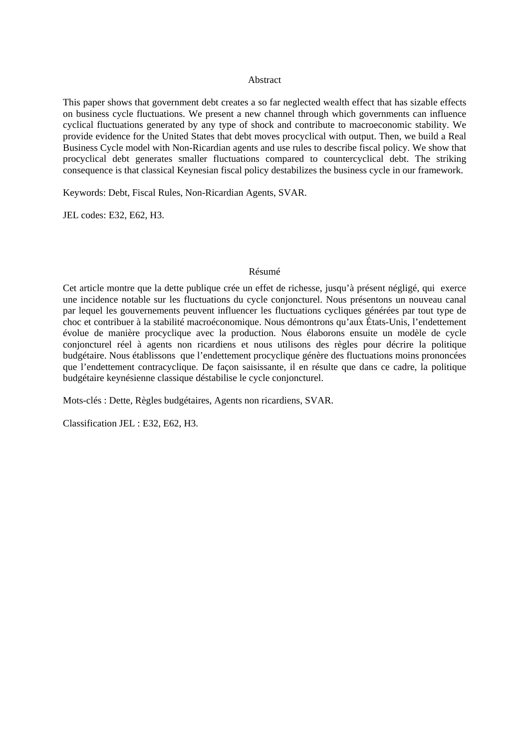## Abstract

This paper shows that government debt creates a so far neglected wealth effect that has sizable effects on business cycle fluctuations. We present a new channel through which governments can influence cyclical fluctuations generated by any type of shock and contribute to macroeconomic stability. We provide evidence for the United States that debt moves procyclical with output. Then, we build a Real Business Cycle model with Non-Ricardian agents and use rules to describe fiscal policy. We show that procyclical debt generates smaller fluctuations compared to countercyclical debt. The striking consequence is that classical Keynesian fiscal policy destabilizes the business cycle in our framework.

Keywords: Debt, Fiscal Rules, Non-Ricardian Agents, SVAR.

JEL codes: E32, E62, H3.

## Résumé

Cet article montre que la dette publique crée un effet de richesse, jusqu'à présent négligé, qui exerce une incidence notable sur les fluctuations du cycle conjoncturel. Nous présentons un nouveau canal par lequel les gouvernements peuvent influencer les fluctuations cycliques générées par tout type de choc et contribuer à la stabilité macroéconomique. Nous démontrons qu'aux États-Unis, l'endettement évolue de manière procyclique avec la production. Nous élaborons ensuite un modèle de cycle conjoncturel réel à agents non ricardiens et nous utilisons des règles pour décrire la politique budgétaire. Nous établissons que l'endettement procyclique génère des fluctuations moins prononcées que l'endettement contracyclique. De façon saisissante, il en résulte que dans ce cadre, la politique budgétaire keynésienne classique déstabilise le cycle conjoncturel.

Mots-clés : Dette, Règles budgétaires, Agents non ricardiens, SVAR.

Classification JEL : E32, E62, H3.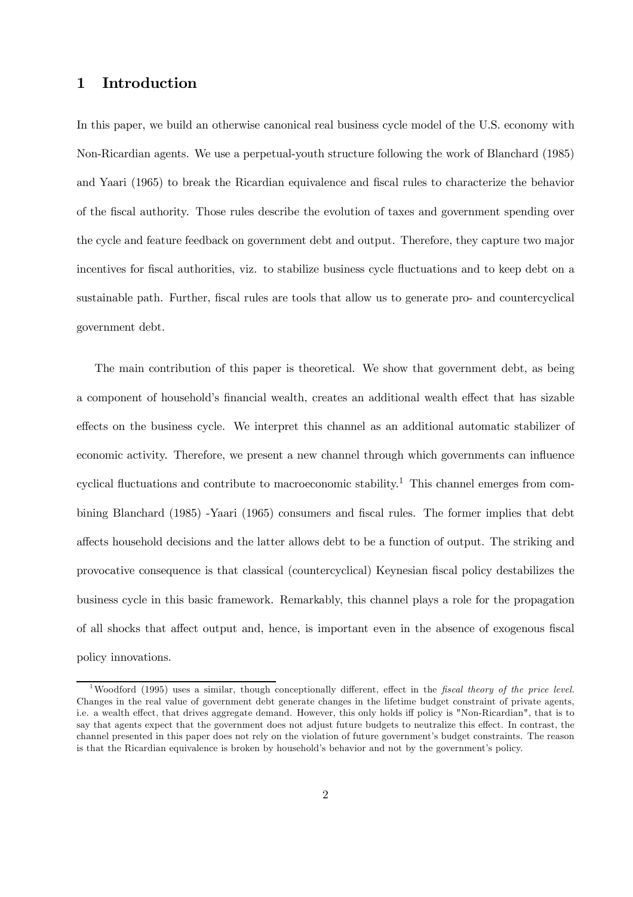# 1 Introduction

In this paper, we build an otherwise canonical real business cycle model of the U.S. economy with Non-Ricardian agents. We use a perpetual-youth structure following the work of Blanchard (1985) and Yaari (1965) to break the Ricardian equivalence and fiscal rules to characterize the behavior of the fiscal authority. Those rules describe the evolution of taxes and government spending over the cycle and feature feedback on government debt and output. Therefore, they capture two major incentives for fiscal authorities, viz. to stabilize business cycle fluctuations and to keep debt on a sustainable path. Further, fiscal rules are tools that allow us to generate pro- and countercyclical government debt.

The main contribution of this paper is theoretical. We show that government debt, as being a component of household's financial wealth, creates an additional wealth effect that has sizable effects on the business cycle. We interpret this channel as an additional automatic stabilizer of economic activity. Therefore, we present a new channel through which governments can influence cyclical fluctuations and contribute to macroeconomic stability.[1] This channel emerges from combining Blanchard (1985) -Yaari (1965) consumers and fiscal rules. The former implies that debt affects household decisions and the latter allows debt to be a function of output. The striking and provocative consequence is that classical (countercyclical) Keynesian fiscal policy destabilizes the business cycle in this basic framework. Remarkably, this channel plays a role for the propagation of all shocks that affect output and, hence, is important even in the absence of exogenous fiscal policy innovations.

[1] Woodford (1995) uses a similar, though conceptionally different, effect in the *fiscal theory of the price level*. Changes in the real value of government debt generate changes in the lifetime budget constraint of private agents, i.e. a wealth effect, that drives aggregate demand. However, this only holds iff policy is "Non-Ricardian", that is to say that agents expect that the government does not adjust future budgets to neutralize this effect. In contrast, the channel presented in this paper does not rely on the violation of future government's budget constraints. The reason is that the Ricardian equivalence is broken by household's behavior and not by the government's policy.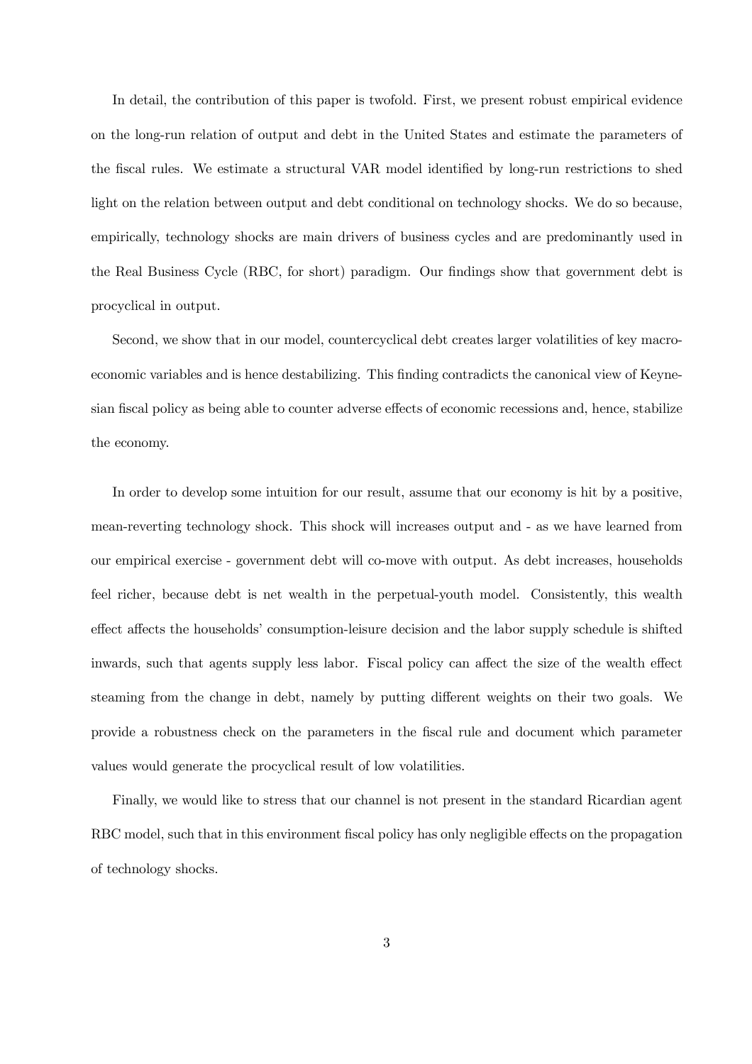In detail, the contribution of this paper is twofold. First, we present robust empirical evidence on the long-run relation of output and debt in the United States and estimate the parameters of the fiscal rules. We estimate a structural VAR model identified by long-run restrictions to shed light on the relation between output and debt conditional on technology shocks. We do so because, empirically, technology shocks are main drivers of business cycles and are predominantly used in the Real Business Cycle (RBC, for short) paradigm. Our findings show that government debt is procyclical in output.

Second, we show that in our model, countercyclical debt creates larger volatilities of key macroeconomic variables and is hence destabilizing. This finding contradicts the canonical view of Keynesian fiscal policy as being able to counter adverse effects of economic recessions and, hence, stabilize the economy.

In order to develop some intuition for our result, assume that our economy is hit by a positive, mean-reverting technology shock. This shock will increases output and - as we have learned from our empirical exercise - government debt will co-move with output. As debt increases, households feel richer, because debt is net wealth in the perpetual-youth model. Consistently, this wealth effect affects the households' consumption-leisure decision and the labor supply schedule is shifted inwards, such that agents supply less labor. Fiscal policy can affect the size of the wealth effect steaming from the change in debt, namely by putting different weights on their two goals. We provide a robustness check on the parameters in the fiscal rule and document which parameter values would generate the procyclical result of low volatilities.

Finally, we would like to stress that our channel is not present in the standard Ricardian agent RBC model, such that in this environment fiscal policy has only negligible effects on the propagation of technology shocks.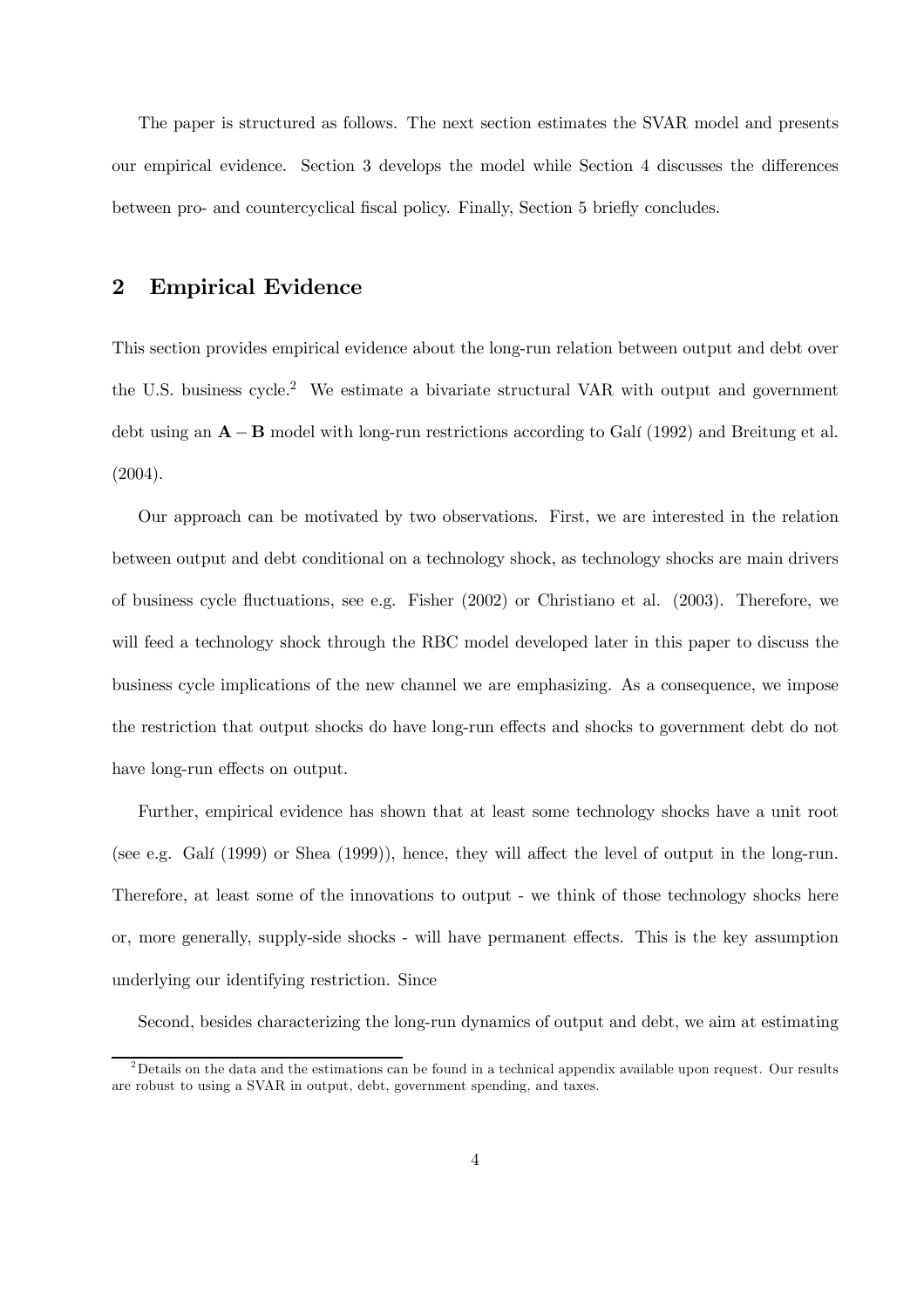The paper is structured as follows. The next section estimates the SVAR model and presents our empirical evidence. Section 3 develops the model while Section 4 discusses the differences between pro- and countercyclical fiscal policy. Finally, Section 5 briefly concludes.

## 2 Empirical Evidence

This section provides empirical evidence about the long-run relation between output and debt over the U.S. business cycle.[2] We estimate a bivariate structural VAR with output and government debt using an $\mathbf{A}-\mathbf{B}$ model with long-run restrictions according to Galí (1992) and Breitung et al. (2004).

Our approach can be motivated by two observations. First, we are interested in the relation between output and debt conditional on a technology shock, as technology shocks are main drivers of business cycle fluctuations, see e.g. Fisher (2002) or Christiano et al. (2003). Therefore, we will feed a technology shock through the RBC model developed later in this paper to discuss the business cycle implications of the new channel we are emphasizing. As a consequence, we impose the restriction that output shocks do have long-run effects and shocks to government debt do not have long-run effects on output.

Further, empirical evidence has shown that at least some technology shocks have a unit root (see e.g. Galí (1999) or Shea (1999)), hence, they will affect the level of output in the long-run. Therefore, at least some of the innovations to output - we think of those technology shocks here or, more generally, supply-side shocks - will have permanent effects. This is the key assumption underlying our identifying restriction. Since

Second, besides characterizing the long-run dynamics of output and debt, we aim at estimating

[2] Details on the data and the estimations can be found in a technical appendix available upon request. Our results are robust to using a SVAR in output, debt, government spending, and taxes.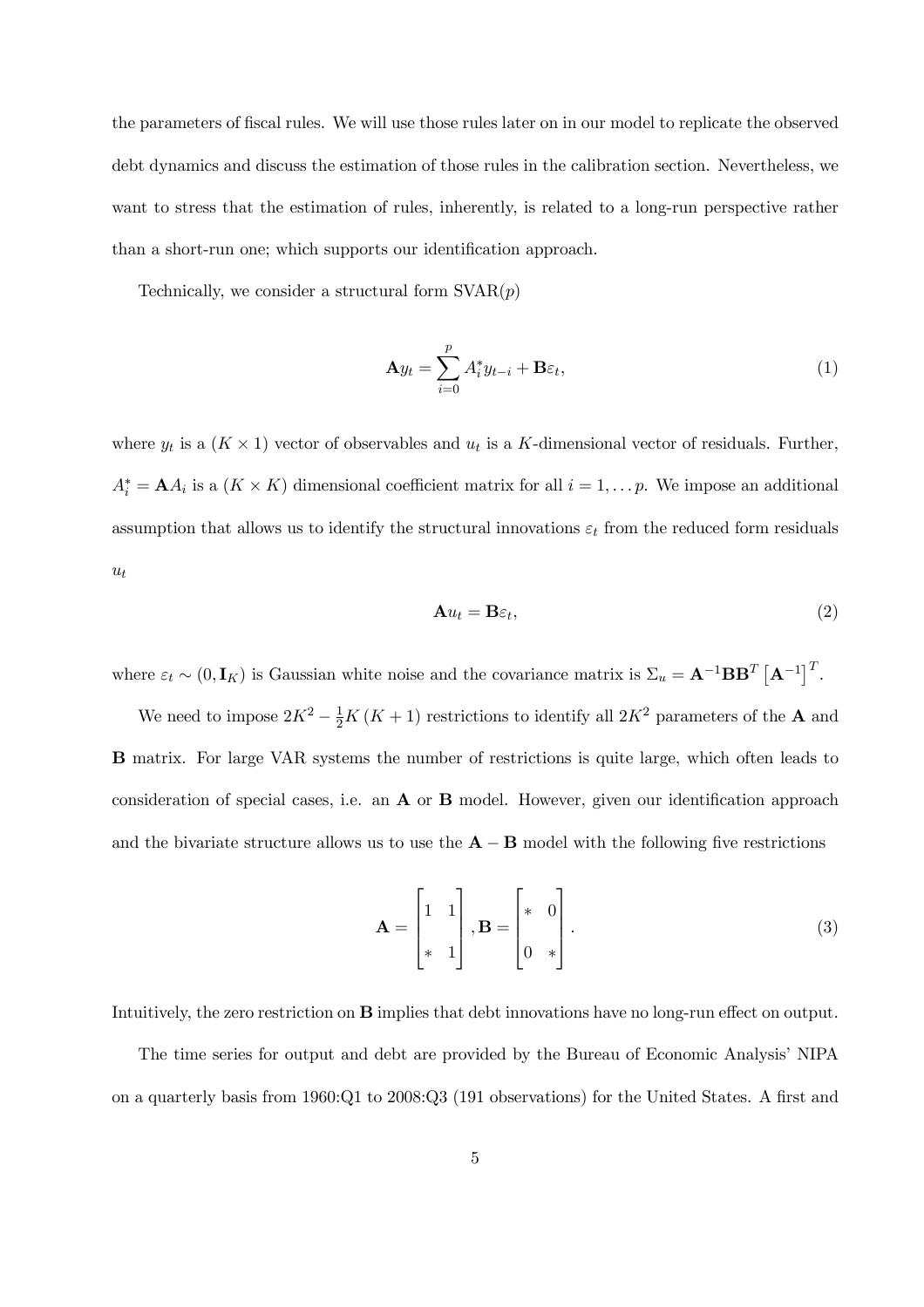the parameters of fiscal rules. We will use those rules later on in our model to replicate the observed debt dynamics and discuss the estimation of those rules in the calibration section. Nevertheless, we want to stress that the estimation of rules, inherently, is related to a long-run perspective rather than a short-run one; which supports our identification approach.

Technically, we consider a structural form SVAR($p$)

$$\mathbf{A}y_t = \sum_{i=0}^{p} A_i^* y_{t-i} + \mathbf{B}\varepsilon_t, \tag{1}$$

where $y_t$ is a $(K \times 1)$ vector of observables and $u_t$ is a $K$-dimensional vector of residuals. Further, $A_i^* = \mathbf{A}A_i$ is a $(K \times K)$ dimensional coefficient matrix for all $i = 1, \ldots p$. We impose an additional assumption that allows us to identify the structural innovations $\varepsilon_t$ from the reduced form residuals $u_t$

$$\mathbf{A}u_t = \mathbf{B}\varepsilon_t, \tag{2}$$

where $\varepsilon_t \sim (0, \mathbf{I}_K)$ is Gaussian white noise and the covariance matrix is $\Sigma_u = \mathbf{A}^{-1}\mathbf{B}\mathbf{B}^T \left[\mathbf{A}^{-1}\right]^T$.

We need to impose $2K^2 - \frac{1}{2}K(K+1)$ restrictions to identify all $2K^2$ parameters of the $\mathbf{A}$ and $\mathbf{B}$ matrix. For large VAR systems the number of restrictions is quite large, which often leads to consideration of special cases, i.e. an $\mathbf{A}$ or $\mathbf{B}$ model. However, given our identification approach and the bivariate structure allows us to use the $\mathbf{A} - \mathbf{B}$ model with the following five restrictions

$$\mathbf{A} = \begin{bmatrix} 1 & 1 \\ * & 1 \end{bmatrix}, \mathbf{B} = \begin{bmatrix} * & 0 \\ 0 & * \end{bmatrix}. \tag{3}$$

Intuitively, the zero restriction on $\mathbf{B}$ implies that debt innovations have no long-run effect on output.

The time series for output and debt are provided by the Bureau of Economic Analysis' NIPA on a quarterly basis from 1960:Q1 to 2008:Q3 (191 observations) for the United States. A first and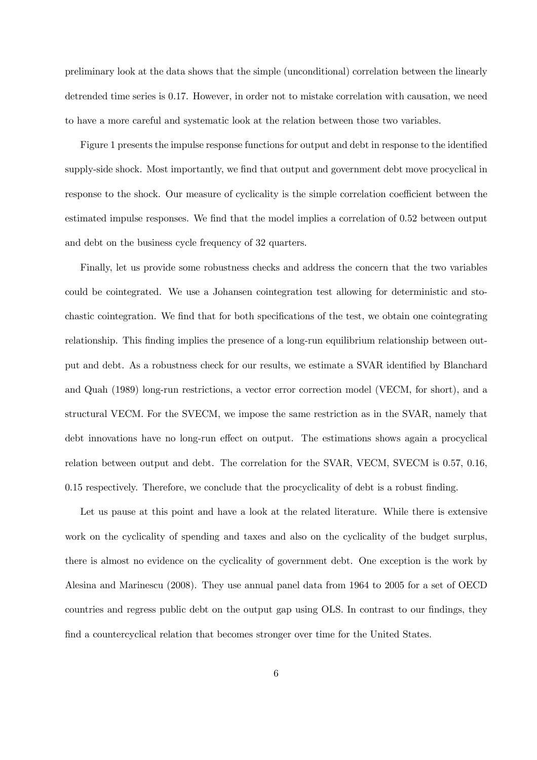preliminary look at the data shows that the simple (unconditional) correlation between the linearly detrended time series is 0.17. However, in order not to mistake correlation with causation, we need to have a more careful and systematic look at the relation between those two variables.

Figure 1 presents the impulse response functions for output and debt in response to the identified supply-side shock. Most importantly, we find that output and government debt move procyclical in response to the shock. Our measure of cyclicality is the simple correlation coefficient between the estimated impulse responses. We find that the model implies a correlation of 0.52 between output and debt on the business cycle frequency of 32 quarters.

Finally, let us provide some robustness checks and address the concern that the two variables could be cointegrated. We use a Johansen cointegration test allowing for deterministic and stochastic cointegration. We find that for both specifications of the test, we obtain one cointegrating relationship. This finding implies the presence of a long-run equilibrium relationship between output and debt. As a robustness check for our results, we estimate a SVAR identified by Blanchard and Quah (1989) long-run restrictions, a vector error correction model (VECM, for short), and a structural VECM. For the SVECM, we impose the same restriction as in the SVAR, namely that debt innovations have no long-run effect on output. The estimations shows again a procyclical relation between output and debt. The correlation for the SVAR, VECM, SVECM is 0.57, 0.16, 0.15 respectively. Therefore, we conclude that the procyclicality of debt is a robust finding.

Let us pause at this point and have a look at the related literature. While there is extensive work on the cyclicality of spending and taxes and also on the cyclicality of the budget surplus, there is almost no evidence on the cyclicality of government debt. One exception is the work by Alesina and Marinescu (2008). They use annual panel data from 1964 to 2005 for a set of OECD countries and regress public debt on the output gap using OLS. In contrast to our findings, they find a countercyclical relation that becomes stronger over time for the United States.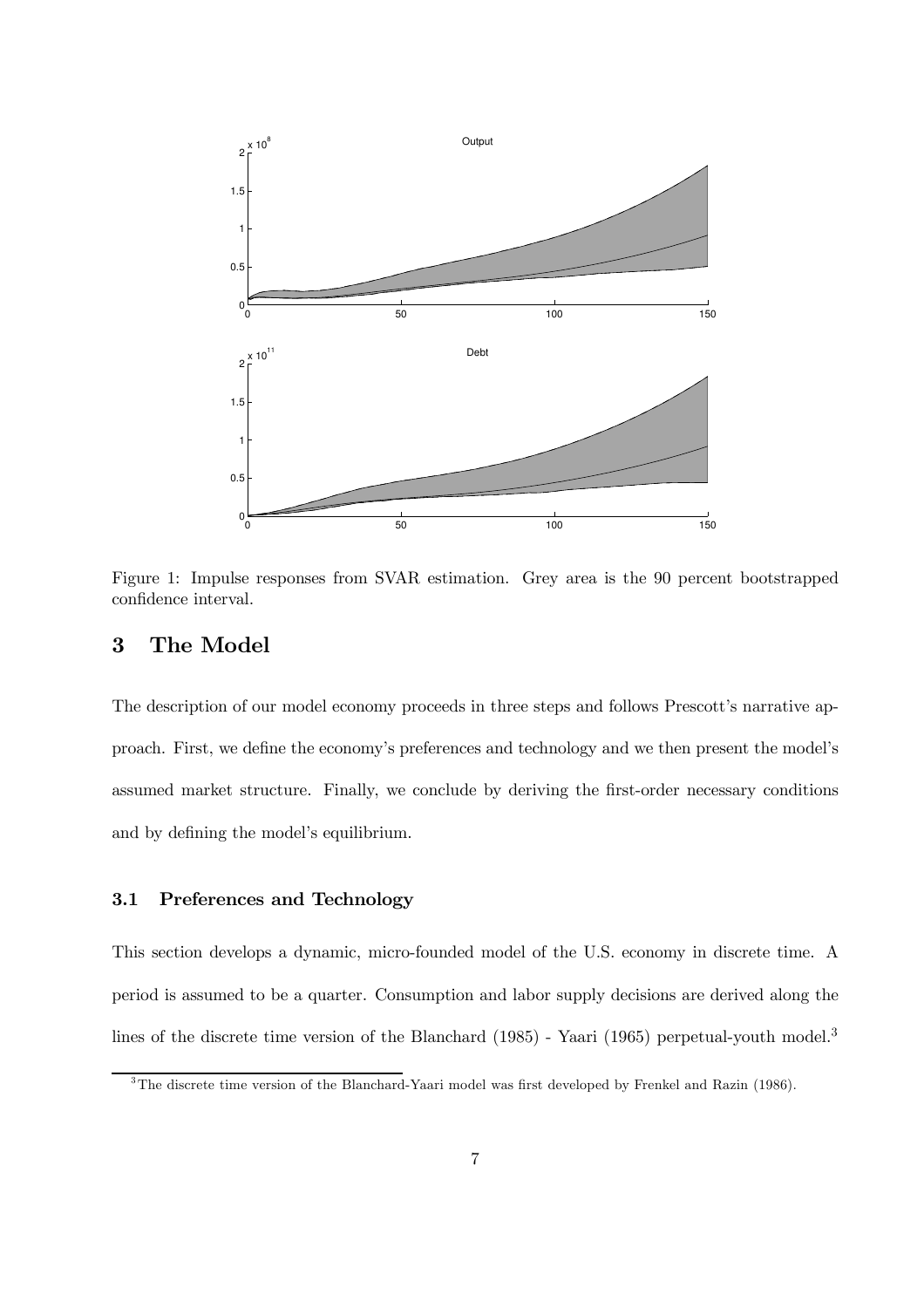Figure 1: Impulse responses from SVAR estimation. Grey area is the 90 percent bootstrapped confidence interval.

## 3 The Model

The description of our model economy proceeds in three steps and follows Prescott's narrative approach. First, we define the economy's preferences and technology and we then present the model's assumed market structure. Finally, we conclude by deriving the first-order necessary conditions and by defining the model's equilibrium.

### 3.1 Preferences and Technology

This section develops a dynamic, micro-founded model of the U.S. economy in discrete time. A period is assumed to be a quarter. Consumption and labor supply decisions are derived along the lines of the discrete time version of the Blanchard (1985) - Yaari (1965) perpetual-youth model.[3]

[3] The discrete time version of the Blanchard-Yaari model was first developed by Frenkel and Razin (1986).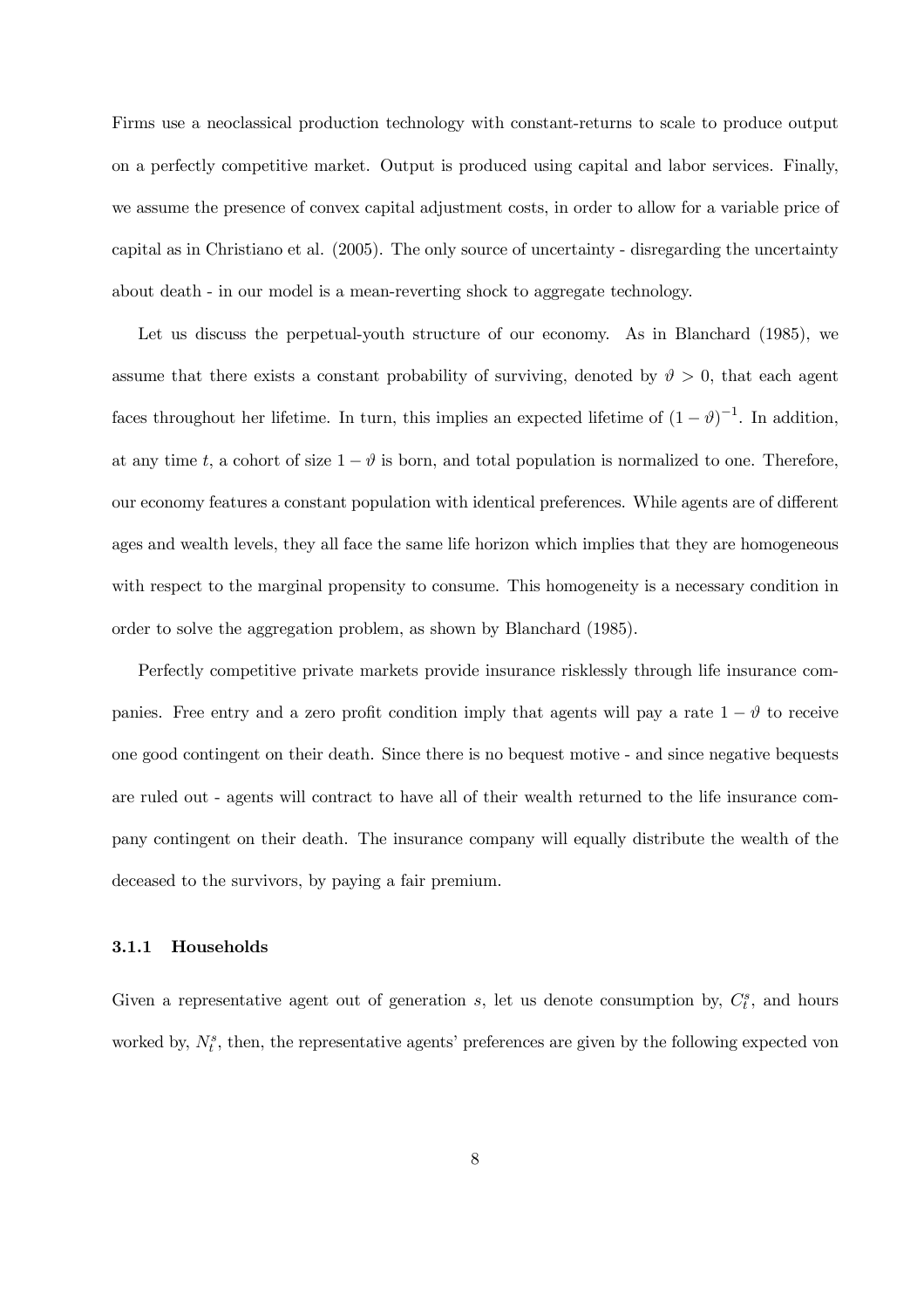Firms use a neoclassical production technology with constant-returns to scale to produce output on a perfectly competitive market. Output is produced using capital and labor services. Finally, we assume the presence of convex capital adjustment costs, in order to allow for a variable price of capital as in Christiano et al. (2005). The only source of uncertainty - disregarding the uncertainty about death - in our model is a mean-reverting shock to aggregate technology.

Let us discuss the perpetual-youth structure of our economy. As in Blanchard (1985), we assume that there exists a constant probability of surviving, denoted by $\vartheta > 0$, that each agent faces throughout her lifetime. In turn, this implies an expected lifetime of $(1-\vartheta)^{-1}$. In addition, at any time $t$, a cohort of size $1-\vartheta$ is born, and total population is normalized to one. Therefore, our economy features a constant population with identical preferences. While agents are of different ages and wealth levels, they all face the same life horizon which implies that they are homogeneous with respect to the marginal propensity to consume. This homogeneity is a necessary condition in order to solve the aggregation problem, as shown by Blanchard (1985).

Perfectly competitive private markets provide insurance risklessly through life insurance companies. Free entry and a zero profit condition imply that agents will pay a rate $1-\vartheta$ to receive one good contingent on their death. Since there is no bequest motive - and since negative bequests are ruled out - agents will contract to have all of their wealth returned to the life insurance company contingent on their death. The insurance company will equally distribute the wealth of the deceased to the survivors, by paying a fair premium.

### 3.1.1 Households

Given a representative agent out of generation $s$, let us denote consumption by, $C_t^s$, and hours worked by, $N_t^s$, then, the representative agents' preferences are given by the following expected von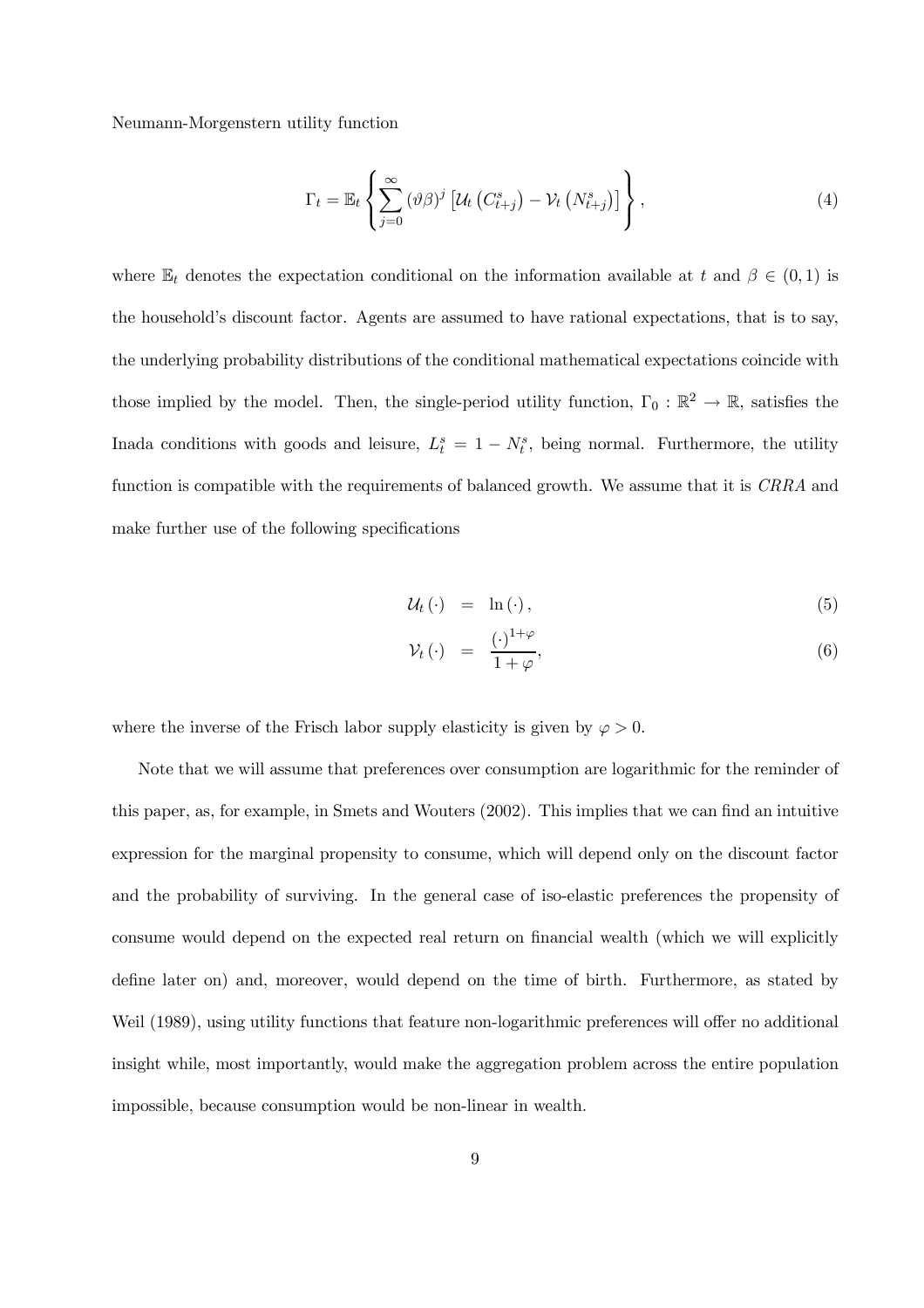Neumann-Morgenstern utility function

$$\Gamma_t = \mathbb{E}_t \left\{ \sum_{j=0}^{\infty} (\vartheta\beta)^j \left[ \mathcal{U}_t \left( C_{t+j}^s \right) - \mathcal{V}_t \left( N_{t+j}^s \right) \right] \right\}, \tag{4}$$

where $\mathbb{E}_t$ denotes the expectation conditional on the information available at $t$ and $\beta \in (0,1)$ is the household's discount factor. Agents are assumed to have rational expectations, that is to say, the underlying probability distributions of the conditional mathematical expectations coincide with those implied by the model. Then, the single-period utility function, $\Gamma_0 : \mathbb{R}^2 \rightarrow \mathbb{R}$, satisfies the Inada conditions with goods and leisure, $L_t^s = 1 - N_t^s$, being normal. Furthermore, the utility function is compatible with the requirements of balanced growth. We assume that it is *CRRA* and make further use of the following specifications

$$\mathcal{U}_t (\cdot) = \ln (\cdot), \tag{5}$$

$$\mathcal{V}_t (\cdot) = \frac{(\cdot)^{1+\varphi}}{1+\varphi}, \tag{6}$$

where the inverse of the Frisch labor supply elasticity is given by $\varphi > 0$.

Note that we will assume that preferences over consumption are logarithmic for the reminder of this paper, as, for example, in Smets and Wouters (2002). This implies that we can find an intuitive expression for the marginal propensity to consume, which will depend only on the discount factor and the probability of surviving. In the general case of iso-elastic preferences the propensity of consume would depend on the expected real return on financial wealth (which we will explicitly define later on) and, moreover, would depend on the time of birth. Furthermore, as stated by Weil (1989), using utility functions that feature non-logarithmic preferences will offer no additional insight while, most importantly, would make the aggregation problem across the entire population impossible, because consumption would be non-linear in wealth.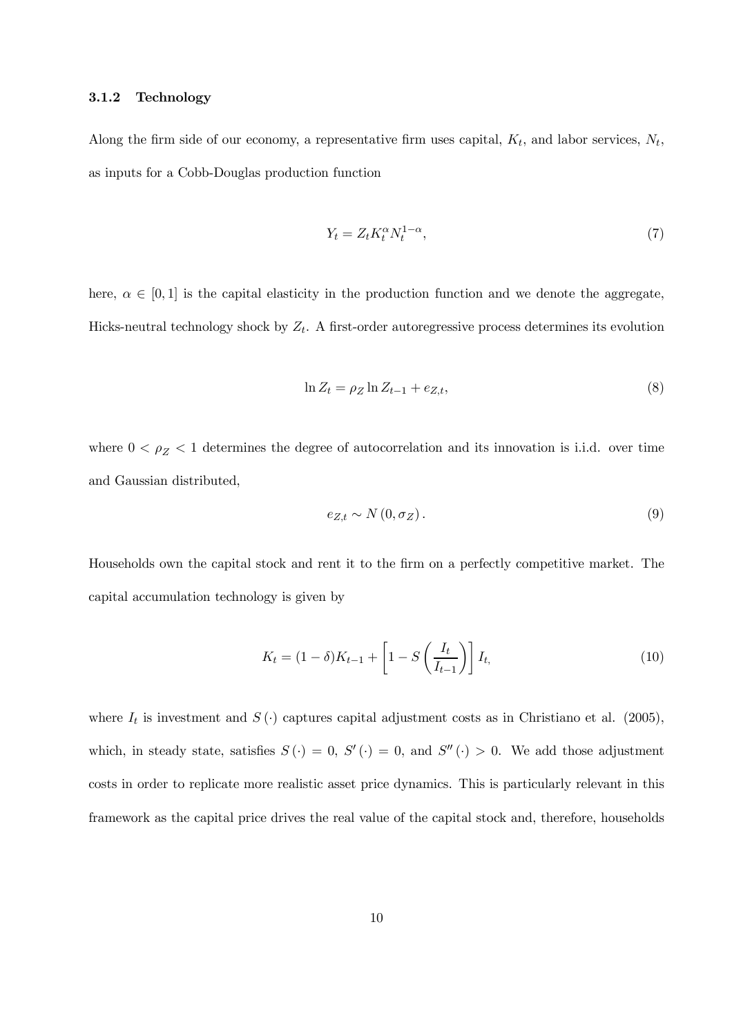### 3.1.2 Technology

Along the firm side of our economy, a representative firm uses capital, $K_t$, and labor services, $N_t$, as inputs for a Cobb-Douglas production function

$$Y_t = Z_t K_t^{\alpha} N_t^{1-\alpha}, \tag{7}$$

here, $\alpha \in [0, 1]$ is the capital elasticity in the production function and we denote the aggregate, Hicks-neutral technology shock by $Z_t$. A first-order autoregressive process determines its evolution

$$\ln Z_t = \rho_Z \ln Z_{t-1} + e_{Z,t}, \tag{8}$$

where $0 < \rho_Z < 1$ determines the degree of autocorrelation and its innovation is i.i.d. over time and Gaussian distributed,

$$e_{Z,t} \sim N(0, \sigma_Z). \tag{9}$$

Households own the capital stock and rent it to the firm on a perfectly competitive market. The capital accumulation technology is given by

$$K_t = (1-\delta)K_{t-1} + \left[1 - S\left(\frac{I_t}{I_{t-1}}\right)\right] I_t, \tag{10}$$

where $I_t$ is investment and $S(\cdot)$ captures capital adjustment costs as in Christiano et al. (2005), which, in steady state, satisfies $S(\cdot) = 0$, $S'(\cdot) = 0$, and $S''(\cdot) > 0$. We add those adjustment costs in order to replicate more realistic asset price dynamics. This is particularly relevant in this framework as the capital price drives the real value of the capital stock and, therefore, households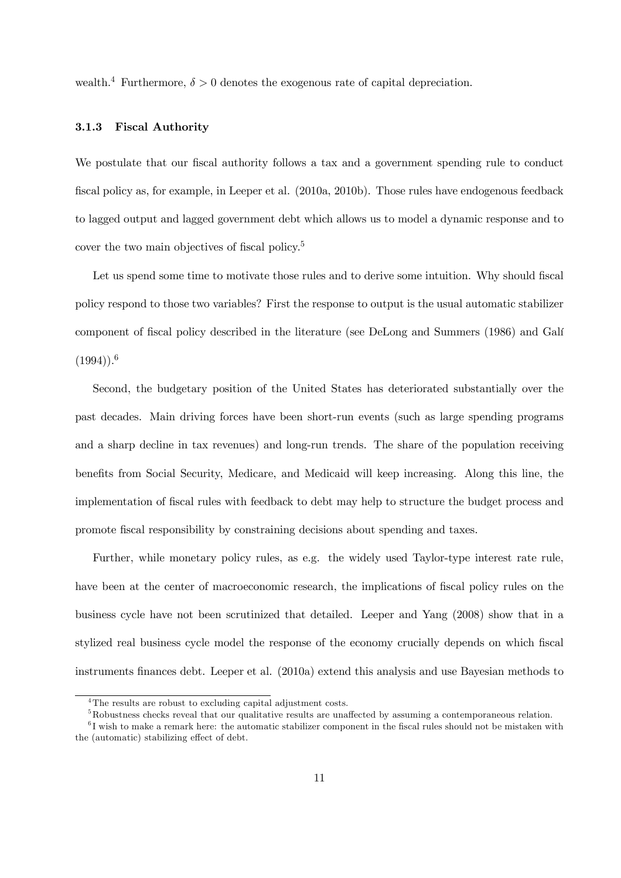wealth.[4] Furthermore, $\delta > 0$ denotes the exogenous rate of capital depreciation.

### 3.1.3 Fiscal Authority

We postulate that our fiscal authority follows a tax and a government spending rule to conduct fiscal policy as, for example, in Leeper et al. (2010a, 2010b). Those rules have endogenous feedback to lagged output and lagged government debt which allows us to model a dynamic response and to cover the two main objectives of fiscal policy.[5]

Let us spend some time to motivate those rules and to derive some intuition. Why should fiscal policy respond to those two variables? First the response to output is the usual automatic stabilizer component of fiscal policy described in the literature (see DeLong and Summers (1986) and Galí (1994)).[6]

Second, the budgetary position of the United States has deteriorated substantially over the past decades. Main driving forces have been short-run events (such as large spending programs and a sharp decline in tax revenues) and long-run trends. The share of the population receiving benefits from Social Security, Medicare, and Medicaid will keep increasing. Along this line, the implementation of fiscal rules with feedback to debt may help to structure the budget process and promote fiscal responsibility by constraining decisions about spending and taxes.

Further, while monetary policy rules, as e.g. the widely used Taylor-type interest rate rule, have been at the center of macroeconomic research, the implications of fiscal policy rules on the business cycle have not been scrutinized that detailed. Leeper and Yang (2008) show that in a stylized real business cycle model the response of the economy crucially depends on which fiscal instruments finances debt. Leeper et al. (2010a) extend this analysis and use Bayesian methods to

[4] The results are robust to excluding capital adjustment costs.

[5] Robustness checks reveal that our qualitative results are unaffected by assuming a contemporaneous relation.

[6] I wish to make a remark here: the automatic stabilizer component in the fiscal rules should not be mistaken with the (automatic) stabilizing effect of debt.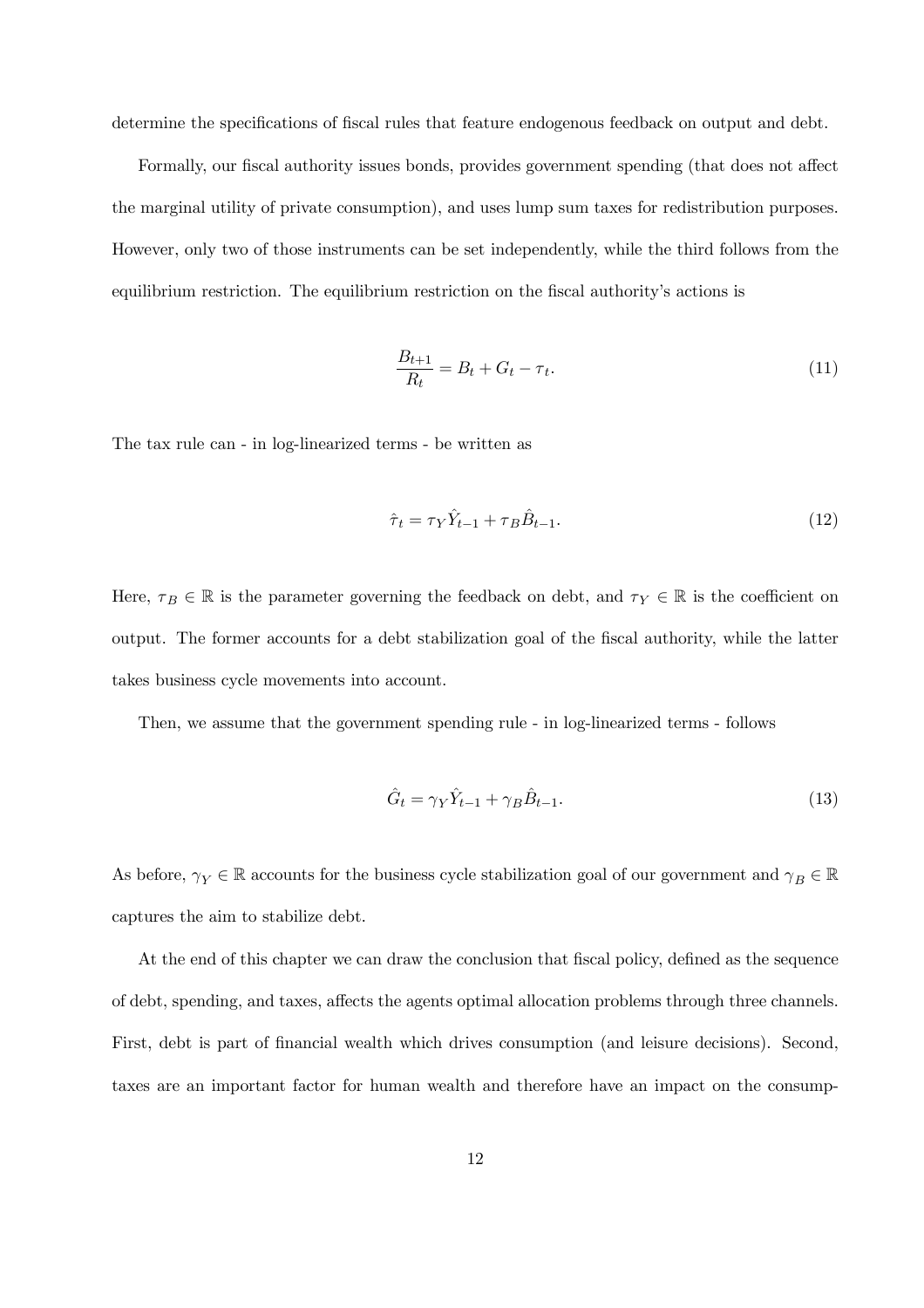determine the specifications of fiscal rules that feature endogenous feedback on output and debt.

Formally, our fiscal authority issues bonds, provides government spending (that does not affect the marginal utility of private consumption), and uses lump sum taxes for redistribution purposes. However, only two of those instruments can be set independently, while the third follows from the equilibrium restriction. The equilibrium restriction on the fiscal authority's actions is

$$\frac{B_{t+1}}{R_t} = B_t + G_t - \tau_t. \tag{11}$$

The tax rule can - in log-linearized terms - be written as

$$\hat{\tau}_t = \tau_Y \hat{Y}_{t-1} + \tau_B \hat{B}_{t-1}. \tag{12}$$

Here, $\tau_B \in \mathbb{R}$ is the parameter governing the feedback on debt, and $\tau_Y \in \mathbb{R}$ is the coefficient on output. The former accounts for a debt stabilization goal of the fiscal authority, while the latter takes business cycle movements into account.

Then, we assume that the government spending rule - in log-linearized terms - follows

$$\hat{G}_t = \gamma_Y \hat{Y}_{t-1} + \gamma_B \hat{B}_{t-1}. \tag{13}$$

As before, $\gamma_Y \in \mathbb{R}$ accounts for the business cycle stabilization goal of our government and $\gamma_B \in \mathbb{R}$ captures the aim to stabilize debt.

At the end of this chapter we can draw the conclusion that fiscal policy, defined as the sequence of debt, spending, and taxes, affects the agents optimal allocation problems through three channels. First, debt is part of financial wealth which drives consumption (and leisure decisions). Second, taxes are an important factor for human wealth and therefore have an impact on the consump-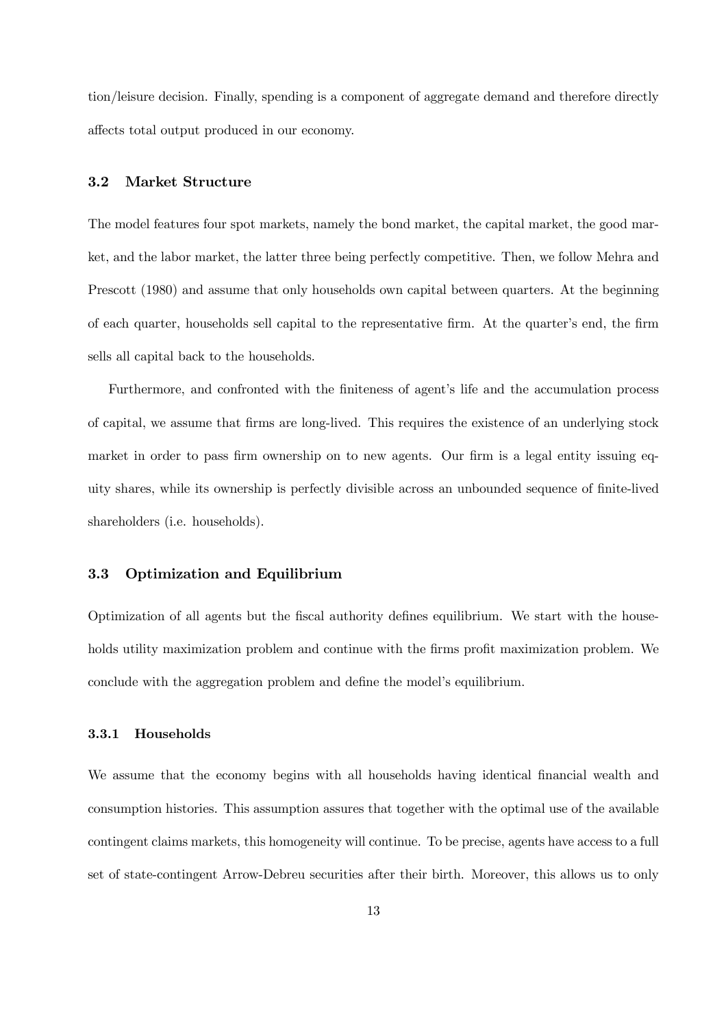tion/leisure decision. Finally, spending is a component of aggregate demand and therefore directly affects total output produced in our economy.

### 3.2 Market Structure

The model features four spot markets, namely the bond market, the capital market, the good market, and the labor market, the latter three being perfectly competitive. Then, we follow Mehra and Prescott (1980) and assume that only households own capital between quarters. At the beginning of each quarter, households sell capital to the representative firm. At the quarter's end, the firm sells all capital back to the households.

Furthermore, and confronted with the finiteness of agent's life and the accumulation process of capital, we assume that firms are long-lived. This requires the existence of an underlying stock market in order to pass firm ownership on to new agents. Our firm is a legal entity issuing equity shares, while its ownership is perfectly divisible across an unbounded sequence of finite-lived shareholders (i.e. households).

### 3.3 Optimization and Equilibrium

Optimization of all agents but the fiscal authority defines equilibrium. We start with the households utility maximization problem and continue with the firms profit maximization problem. We conclude with the aggregation problem and define the model's equilibrium.

#### 3.3.1 Households

We assume that the economy begins with all households having identical financial wealth and consumption histories. This assumption assures that together with the optimal use of the available contingent claims markets, this homogeneity will continue. To be precise, agents have access to a full set of state-contingent Arrow-Debreu securities after their birth. Moreover, this allows us to only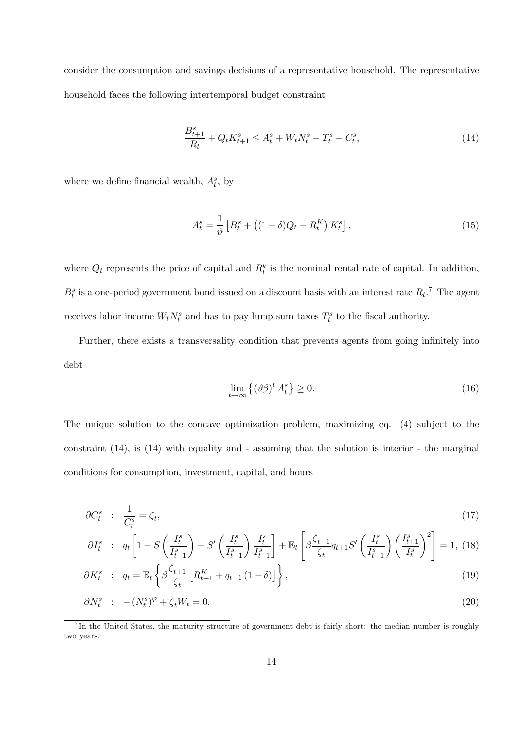consider the consumption and savings decisions of a representative household. The representative household faces the following intertemporal budget constraint

$$\frac{B_{t+1}^s}{R_t} + Q_t K_{t+1}^s \leq A_t^s + W_t N_t^s - T_t^s - C_t^s, \tag{14}$$

where we define financial wealth, $A_t^s$, by

$$A_t^s = \frac{1}{\vartheta}\left[B_t^s + \left((1-\delta)Q_t + R_t^K\right)K_t^s\right], \tag{15}$$

where $Q_t$ represents the price of capital and $R_t^k$ is the nominal rental rate of capital. In addition, $B_t^s$ is a one-period government bond issued on a discount basis with an interest rate $R_t$.[7] The agent receives labor income $W_t N_t^s$ and has to pay lump sum taxes $T_t^s$ to the fiscal authority.

Further, there exists a transversality condition that prevents agents from going infinitely into debt

$$\lim_{t\to\infty}\left\{(\vartheta\beta)^t A_t^s\right\} \geq 0. \tag{16}$$

The unique solution to the concave optimization problem, maximizing eq. (4) subject to the constraint (14), is (14) with equality and - assuming that the solution is interior - the marginal conditions for consumption, investment, capital, and hours

$$\partial C_t^s \;:\; \frac{1}{C_t^s} = \zeta_t, \tag{17}$$

$$\partial I_t^s \;:\; q_t\left[1 - S\left(\frac{I_t^s}{I_{t-1}^s}\right) - S'\left(\frac{I_t^s}{I_{t-1}^s}\right)\frac{I_t^s}{I_{t-1}^s}\right] + \mathbb{E}_t\left[\beta\frac{\zeta_{t+1}}{\zeta_t}q_{t+1}S'\left(\frac{I_t^s}{I_{t-1}^s}\right)\left(\frac{I_{t+1}^s}{I_t^s}\right)^2\right] = 1, \tag{18}$$

$$\partial K_t^s \;:\; q_t = \mathbb{E}_t\left\{\beta\frac{\zeta_{t+1}}{\zeta_t}\left[R_{t+1}^K + q_{t+1}(1-\delta)\right]\right\}, \tag{19}$$

$$\partial N_t^s \;:\; -(N_t^s)^{\varphi} + \zeta_t W_t = 0. \tag{20}$$

[7] In the United States, the maturity structure of government debt is fairly short: the median number is roughly two years.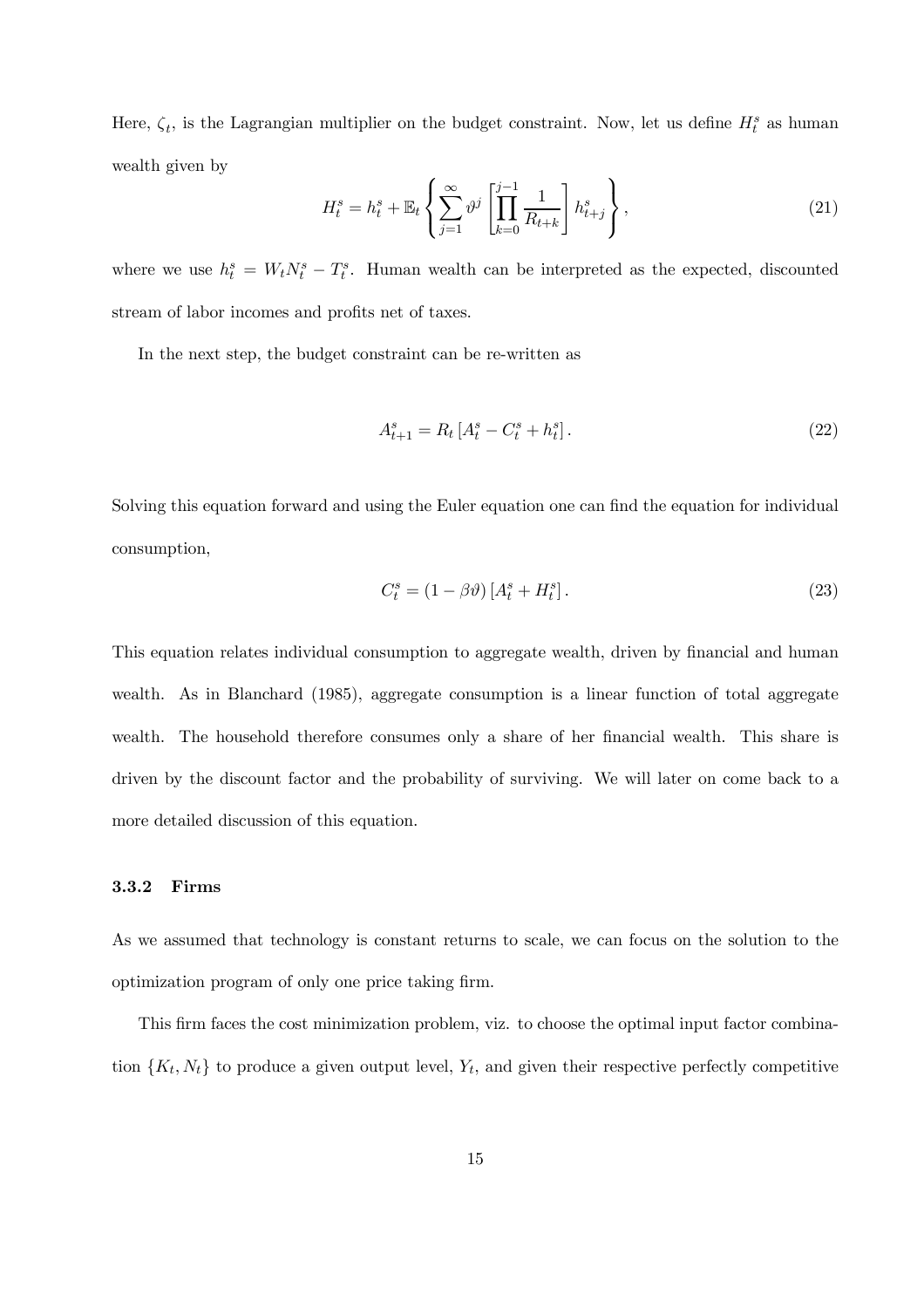Here, $\zeta_t$, is the Lagrangian multiplier on the budget constraint. Now, let us define $H_t^s$ as human wealth given by

$$H_t^s = h_t^s + \mathbb{E}_t \left\{ \sum_{j=1}^{\infty} \vartheta^j \left[ \prod_{k=0}^{j-1} \frac{1}{R_{t+k}} \right] h_{t+j}^s \right\}, \tag{21}$$

where we use $h_t^s = W_t N_t^s - T_t^s$. Human wealth can be interpreted as the expected, discounted stream of labor incomes and profits net of taxes.

In the next step, the budget constraint can be re-written as

$$A_{t+1}^s = R_t \left[ A_t^s - C_t^s + h_t^s \right]. \tag{22}$$

Solving this equation forward and using the Euler equation one can find the equation for individual consumption,

$$C_t^s = (1 - \beta\vartheta) \left[ A_t^s + H_t^s \right]. \tag{23}$$

This equation relates individual consumption to aggregate wealth, driven by financial and human wealth. As in Blanchard (1985), aggregate consumption is a linear function of total aggregate wealth. The household therefore consumes only a share of her financial wealth. This share is driven by the discount factor and the probability of surviving. We will later on come back to a more detailed discussion of this equation.

### 3.3.2 Firms

As we assumed that technology is constant returns to scale, we can focus on the solution to the optimization program of only one price taking firm.

This firm faces the cost minimization problem, viz. to choose the optimal input factor combination $\{K_t, N_t\}$ to produce a given output level, $Y_t$, and given their respective perfectly competitive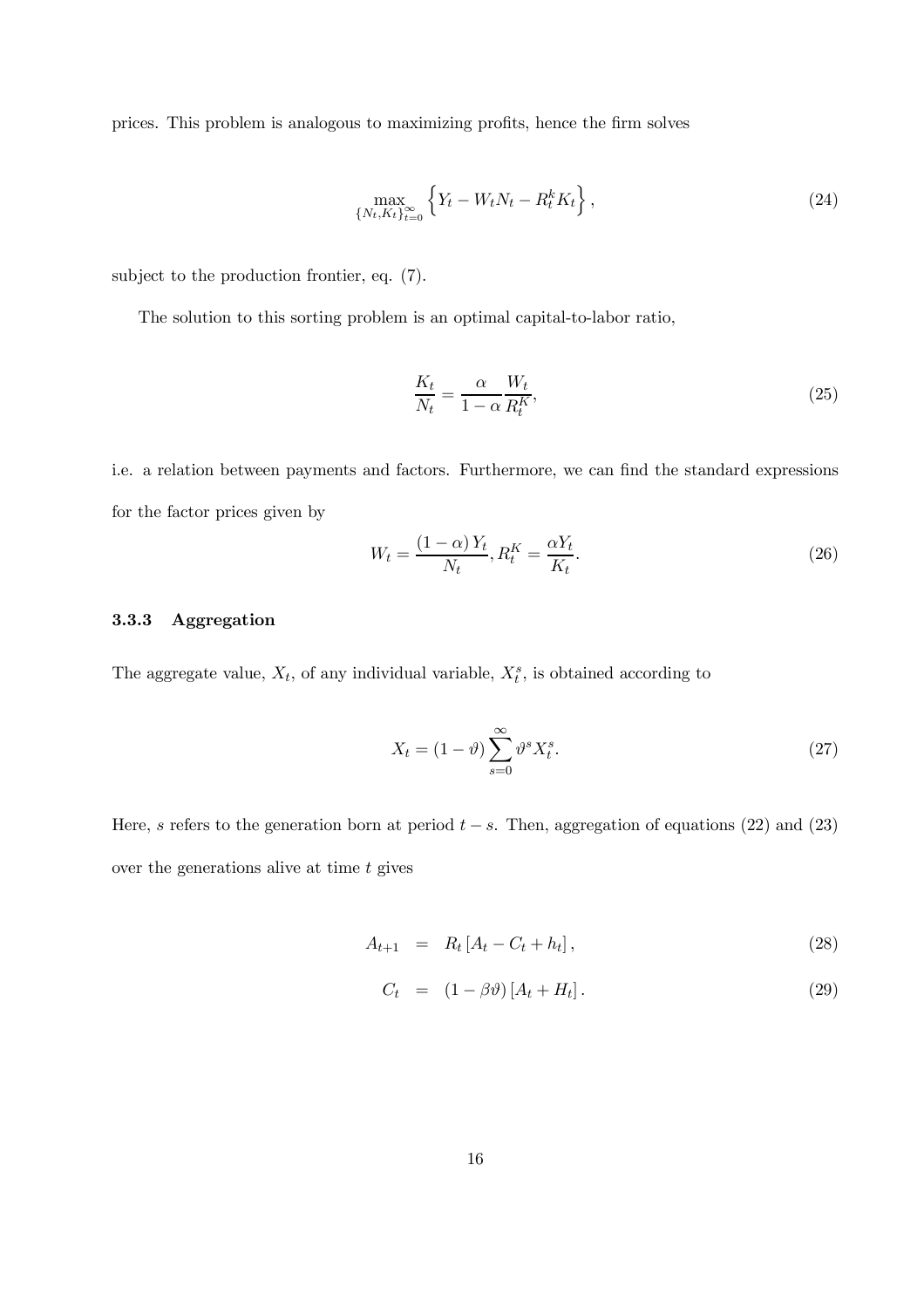prices. This problem is analogous to maximizing profits, hence the firm solves

$$\max_{\{N_t,K_t\}_{t=0}^{\infty}} \left\{ Y_t - W_t N_t - R_t^k K_t \right\}, \tag{24}$$

subject to the production frontier, eq. (7).

The solution to this sorting problem is an optimal capital-to-labor ratio,

$$\frac{K_t}{N_t} = \frac{\alpha}{1-\alpha} \frac{W_t}{R_t^K}, \tag{25}$$

i.e. a relation between payments and factors. Furthermore, we can find the standard expressions for the factor prices given by

$$W_t = \frac{(1-\alpha) Y_t}{N_t}, R_t^K = \frac{\alpha Y_t}{K_t}. \tag{26}$$

### 3.3.3 Aggregation

The aggregate value, $X_t$, of any individual variable, $X_t^s$, is obtained according to

$$X_t = (1-\vartheta) \sum_{s=0}^{\infty} \vartheta^s X_t^s. \tag{27}$$

Here, $s$ refers to the generation born at period $t-s$. Then, aggregation of equations (22) and (23) over the generations alive at time $t$ gives

$$A_{t+1} = R_t \left[ A_t - C_t + h_t \right], \tag{28}$$

$$C_t = (1-\beta\vartheta) \left[ A_t + H_t \right]. \tag{29}$$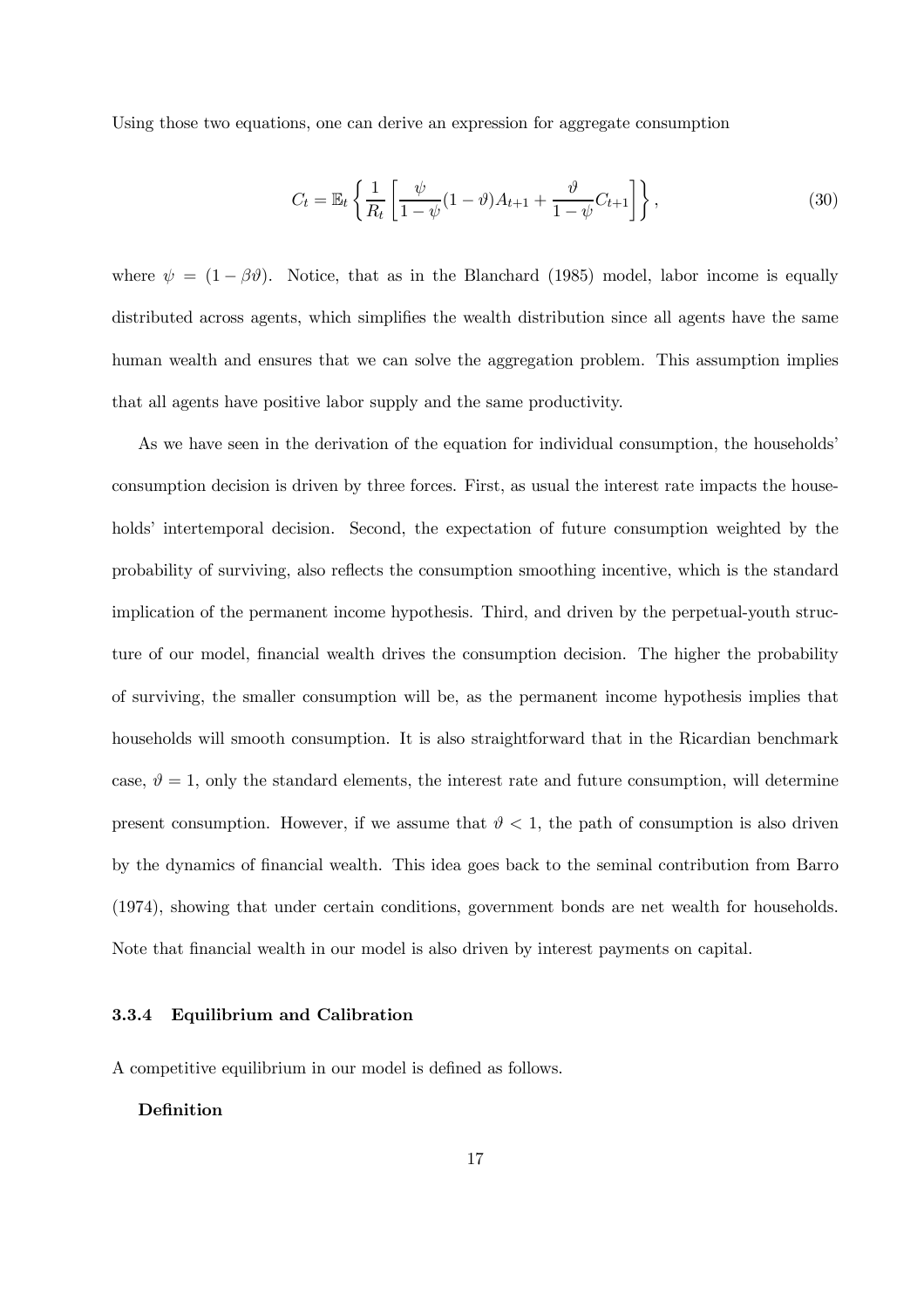Using those two equations, one can derive an expression for aggregate consumption

$$C_t = \mathbb{E}_t \left\{ \frac{1}{R_t} \left[ \frac{\psi}{1-\psi}(1-\vartheta)A_{t+1} + \frac{\vartheta}{1-\psi}C_{t+1} \right] \right\}, \tag{30}$$

where $\psi = (1 - \beta\vartheta)$. Notice, that as in the Blanchard (1985) model, labor income is equally distributed across agents, which simplifies the wealth distribution since all agents have the same human wealth and ensures that we can solve the aggregation problem. This assumption implies that all agents have positive labor supply and the same productivity.

As we have seen in the derivation of the equation for individual consumption, the households' consumption decision is driven by three forces. First, as usual the interest rate impacts the households' intertemporal decision. Second, the expectation of future consumption weighted by the probability of surviving, also reflects the consumption smoothing incentive, which is the standard implication of the permanent income hypothesis. Third, and driven by the perpetual-youth structure of our model, financial wealth drives the consumption decision. The higher the probability of surviving, the smaller consumption will be, as the permanent income hypothesis implies that households will smooth consumption. It is also straightforward that in the Ricardian benchmark case, $\vartheta = 1$, only the standard elements, the interest rate and future consumption, will determine present consumption. However, if we assume that $\vartheta < 1$, the path of consumption is also driven by the dynamics of financial wealth. This idea goes back to the seminal contribution from Barro (1974), showing that under certain conditions, government bonds are net wealth for households. Note that financial wealth in our model is also driven by interest payments on capital.

### 3.3.4 Equilibrium and Calibration

A competitive equilibrium in our model is defined as follows.

**Definition**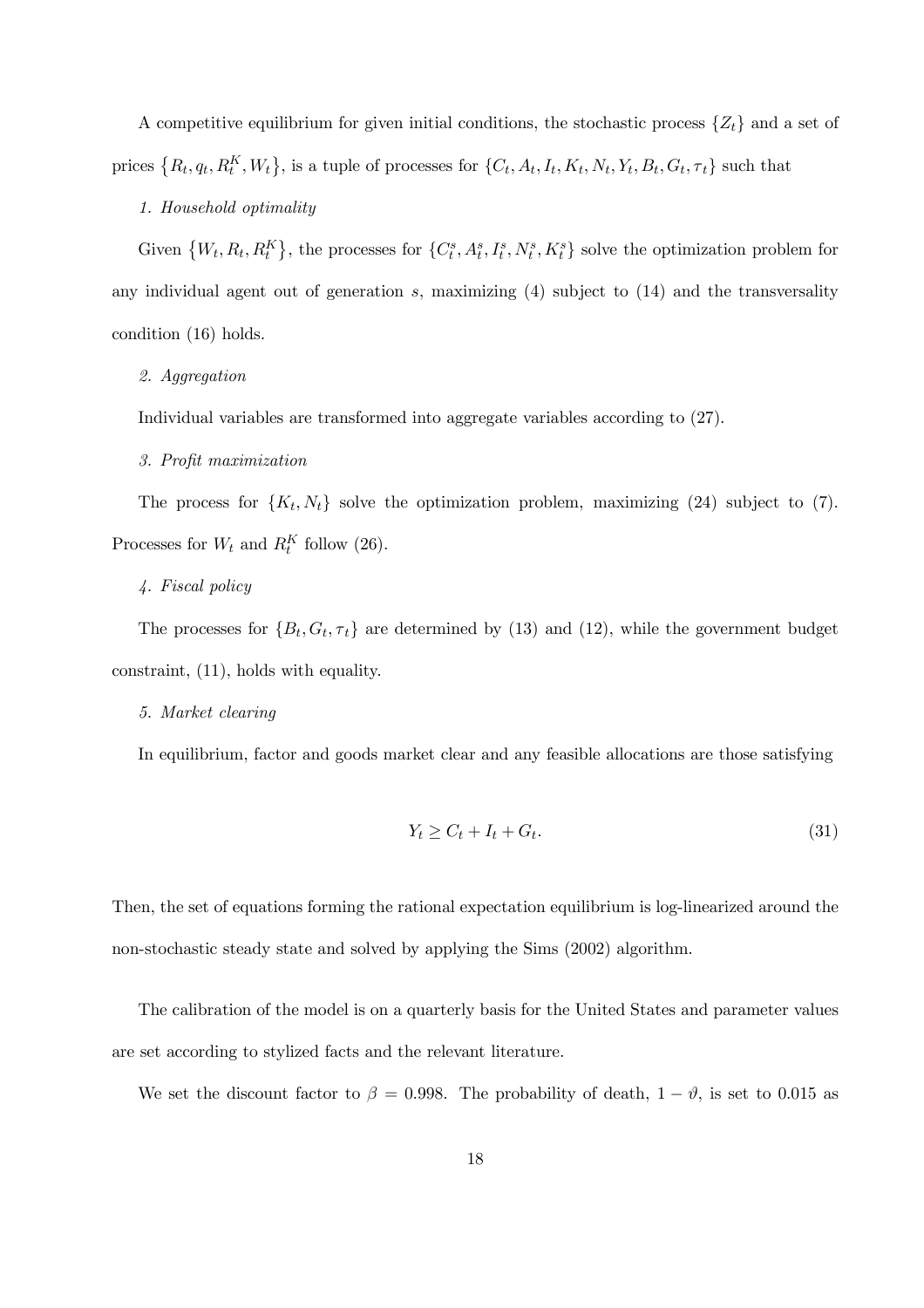A competitive equilibrium for given initial conditions, the stochastic process $\{Z_t\}$ and a set of prices $\left\{R_t, q_t, R_t^K, W_t\right\}$, is a tuple of processes for $\{C_t, A_t, I_t, K_t, N_t, Y_t, B_t, G_t, \tau_t\}$ such that

*1. Household optimality*

Given $\left\{W_t, R_t, R_t^K\right\}$, the processes for $\{C_t^s, A_t^s, I_t^s, N_t^s, K_t^s\}$ solve the optimization problem for any individual agent out of generation $s$, maximizing (4) subject to (14) and the transversality condition (16) holds.

*2. Aggregation*

Individual variables are transformed into aggregate variables according to (27).

*3. Profit maximization*

The process for $\{K_t, N_t\}$ solve the optimization problem, maximizing (24) subject to (7). Processes for $W_t$ and $R_t^K$ follow (26).

*4. Fiscal policy*

The processes for $\{B_t, G_t, \tau_t\}$ are determined by (13) and (12), while the government budget constraint, (11), holds with equality.

*5. Market clearing*

In equilibrium, factor and goods market clear and any feasible allocations are those satisfying

$$Y_t \geq C_t + I_t + G_t. \tag{31}$$

Then, the set of equations forming the rational expectation equilibrium is log-linearized around the non-stochastic steady state and solved by applying the Sims (2002) algorithm.

The calibration of the model is on a quarterly basis for the United States and parameter values are set according to stylized facts and the relevant literature.

We set the discount factor to $\beta = 0.998$. The probability of death, $1 - \vartheta$, is set to 0.015 as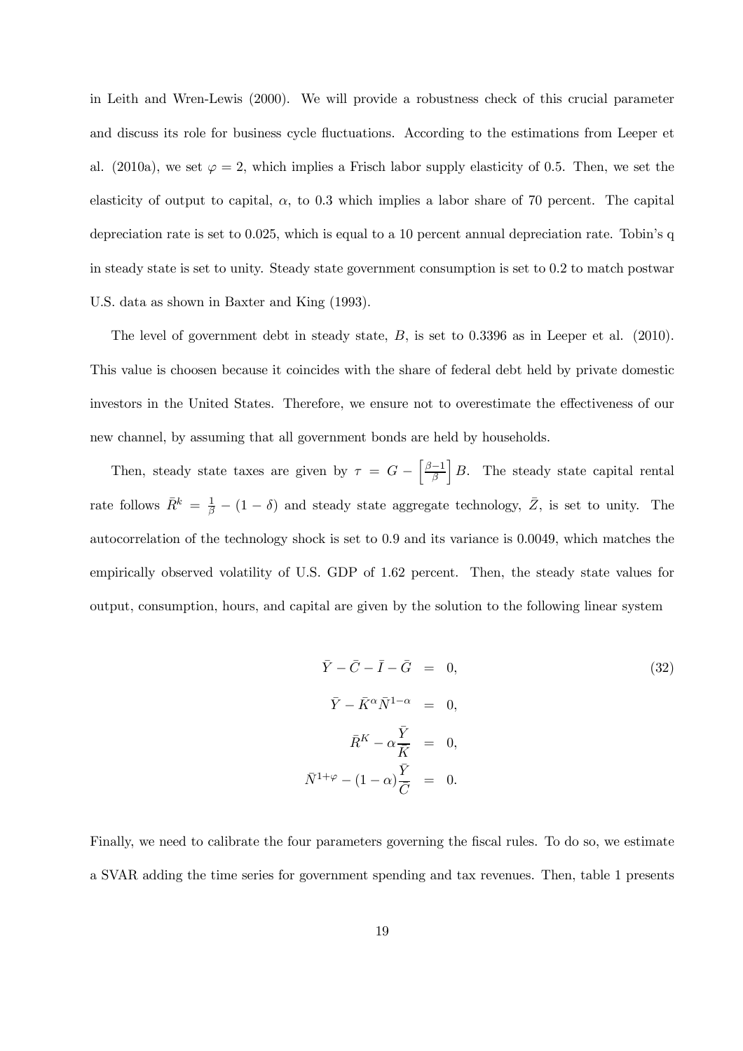in Leith and Wren-Lewis (2000). We will provide a robustness check of this crucial parameter and discuss its role for business cycle fluctuations. According to the estimations from Leeper et al. (2010a), we set $\varphi = 2$, which implies a Frisch labor supply elasticity of 0.5. Then, we set the elasticity of output to capital, $\alpha$, to 0.3 which implies a labor share of 70 percent. The capital depreciation rate is set to 0.025, which is equal to a 10 percent annual depreciation rate. Tobin's q in steady state is set to unity. Steady state government consumption is set to 0.2 to match postwar U.S. data as shown in Baxter and King (1993).

The level of government debt in steady state, $B$, is set to 0.3396 as in Leeper et al. (2010). This value is choosen because it coincides with the share of federal debt held by private domestic investors in the United States. Therefore, we ensure not to overestimate the effectiveness of our new channel, by assuming that all government bonds are held by households.

Then, steady state taxes are given by $\tau = G - \left[\frac{\beta-1}{\beta}\right] B$. The steady state capital rental rate follows $\bar{R}^k = \frac{1}{\beta} - (1-\delta)$ and steady state aggregate technology, $\bar{Z}$, is set to unity. The autocorrelation of the technology shock is set to 0.9 and its variance is 0.0049, which matches the empirically observed volatility of U.S. GDP of 1.62 percent. Then, the steady state values for output, consumption, hours, and capital are given by the solution to the following linear system

$$
\begin{aligned}
\bar{Y} - \bar{C} - \bar{I} - \bar{G} &= 0, \\
\bar{Y} - \bar{K}^{\alpha} \bar{N}^{1-\alpha} &= 0, \\
\bar{R}^K - \alpha \frac{\bar{Y}}{\bar{K}} &= 0, \\
\bar{N}^{1+\varphi} - (1-\alpha) \frac{\bar{Y}}{\bar{C}} &= 0.
\end{aligned} \tag{32}
$$

Finally, we need to calibrate the four parameters governing the fiscal rules. To do so, we estimate a SVAR adding the time series for government spending and tax revenues. Then, table 1 presents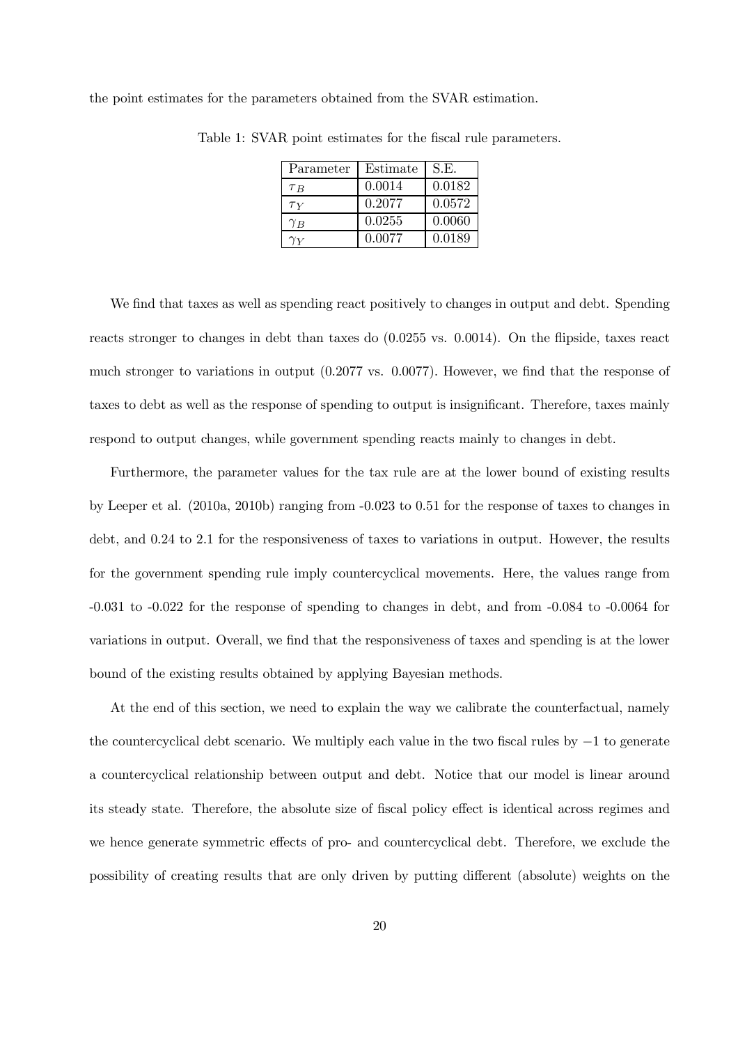the point estimates for the parameters obtained from the SVAR estimation.

Table 1: SVAR point estimates for the fiscal rule parameters.

| Parameter | Estimate | S.E. |
|---|---|---|
| $\tau_B$ | 0.0014 | 0.0182 |
| $\tau_Y$ | 0.2077 | 0.0572 |
| $\gamma_B$ | 0.0255 | 0.0060 |
| $\gamma_Y$ | 0.0077 | 0.0189 |

We find that taxes as well as spending react positively to changes in output and debt. Spending reacts stronger to changes in debt than taxes do (0.0255 vs. 0.0014). On the flipside, taxes react much stronger to variations in output (0.2077 vs. 0.0077). However, we find that the response of taxes to debt as well as the response of spending to output is insignificant. Therefore, taxes mainly respond to output changes, while government spending reacts mainly to changes in debt.

Furthermore, the parameter values for the tax rule are at the lower bound of existing results by Leeper et al. (2010a, 2010b) ranging from -0.023 to 0.51 for the response of taxes to changes in debt, and 0.24 to 2.1 for the responsiveness of taxes to variations in output. However, the results for the government spending rule imply countercyclical movements. Here, the values range from -0.031 to -0.022 for the response of spending to changes in debt, and from -0.084 to -0.0064 for variations in output. Overall, we find that the responsiveness of taxes and spending is at the lower bound of the existing results obtained by applying Bayesian methods.

At the end of this section, we need to explain the way we calibrate the counterfactual, namely the countercyclical debt scenario. We multiply each value in the two fiscal rules by $-1$ to generate a countercyclical relationship between output and debt. Notice that our model is linear around its steady state. Therefore, the absolute size of fiscal policy effect is identical across regimes and we hence generate symmetric effects of pro- and countercyclical debt. Therefore, we exclude the possibility of creating results that are only driven by putting different (absolute) weights on the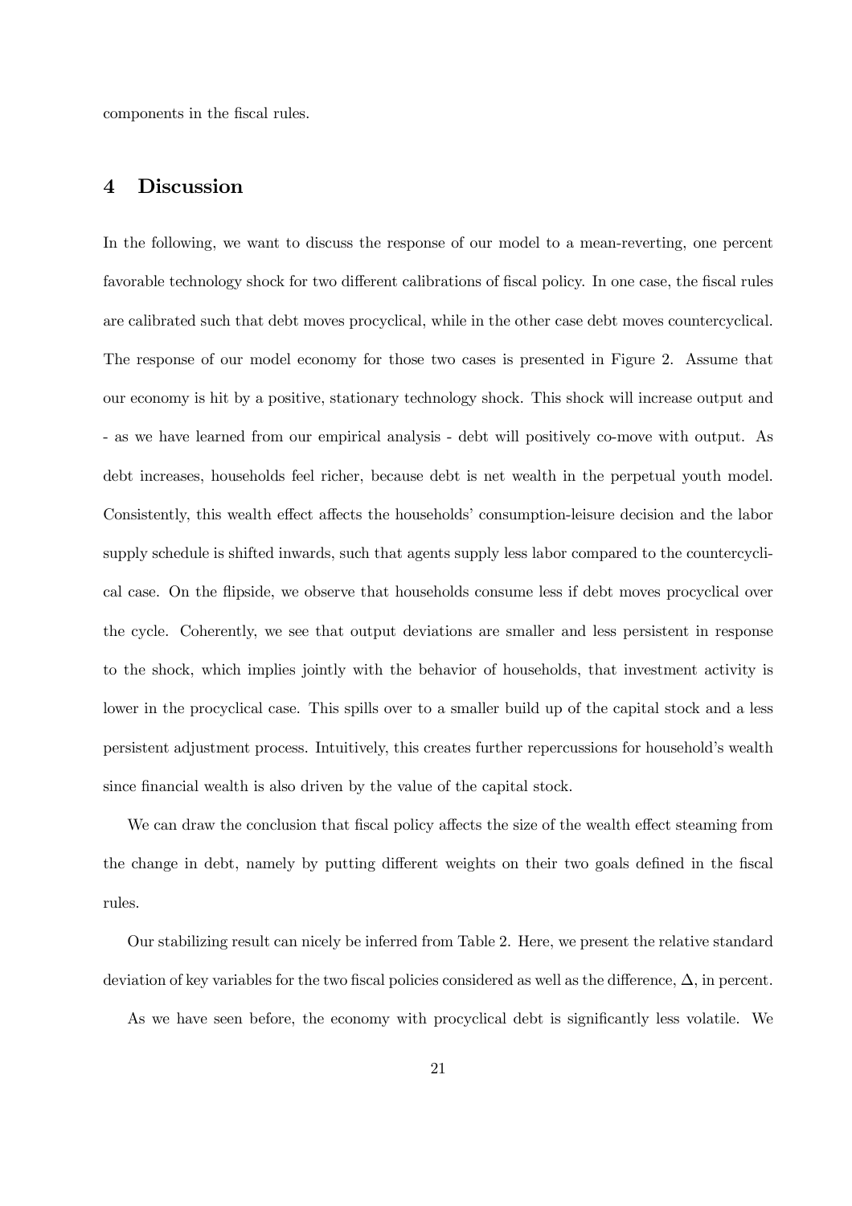components in the fiscal rules.

## 4 Discussion

In the following, we want to discuss the response of our model to a mean-reverting, one percent favorable technology shock for two different calibrations of fiscal policy. In one case, the fiscal rules are calibrated such that debt moves procyclical, while in the other case debt moves countercyclical. The response of our model economy for those two cases is presented in Figure 2. Assume that our economy is hit by a positive, stationary technology shock. This shock will increase output and - as we have learned from our empirical analysis - debt will positively co-move with output. As debt increases, households feel richer, because debt is net wealth in the perpetual youth model. Consistently, this wealth effect affects the households' consumption-leisure decision and the labor supply schedule is shifted inwards, such that agents supply less labor compared to the countercyclical case. On the flipside, we observe that households consume less if debt moves procyclical over the cycle. Coherently, we see that output deviations are smaller and less persistent in response to the shock, which implies jointly with the behavior of households, that investment activity is lower in the procyclical case. This spills over to a smaller build up of the capital stock and a less persistent adjustment process. Intuitively, this creates further repercussions for household's wealth since financial wealth is also driven by the value of the capital stock.

We can draw the conclusion that fiscal policy affects the size of the wealth effect steaming from the change in debt, namely by putting different weights on their two goals defined in the fiscal rules.

Our stabilizing result can nicely be inferred from Table 2. Here, we present the relative standard deviation of key variables for the two fiscal policies considered as well as the difference, $\Delta$, in percent.

As we have seen before, the economy with procyclical debt is significantly less volatile. We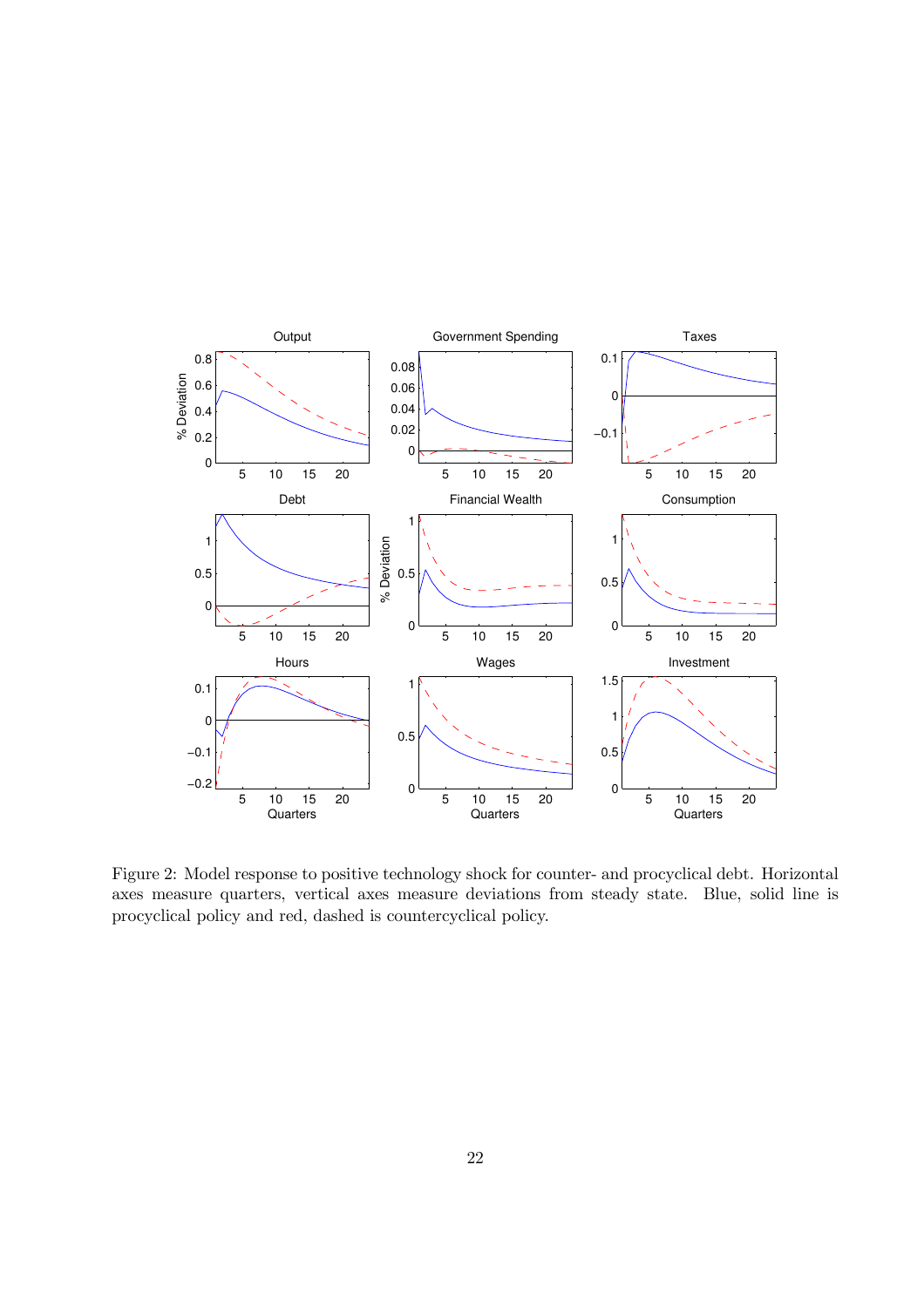Figure 2: Model response to positive technology shock for counter- and procyclical debt. Horizontal axes measure quarters, vertical axes measure deviations from steady state. Blue, solid line is procyclical policy and red, dashed is countercyclical policy.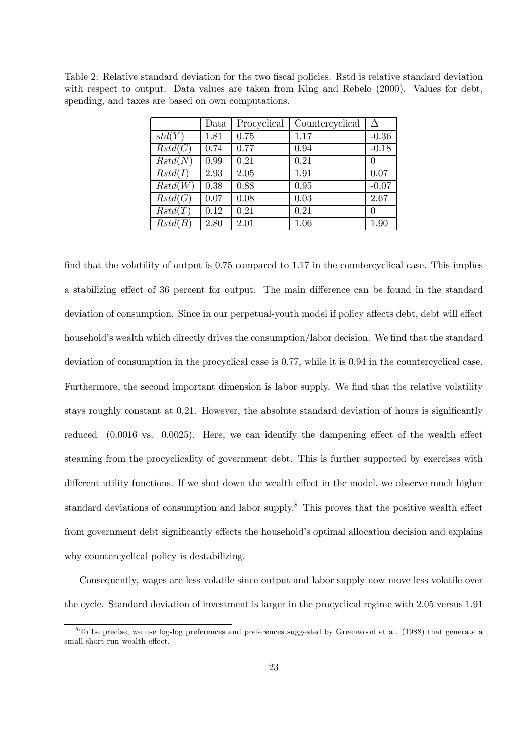Table 2: Relative standard deviation for the two fiscal policies. Rstd is relative standard deviation with respect to output. Data values are taken from King and Rebelo (2000). Values for debt, spending, and taxes are based on own computations.

| | Data | Procyclical | Countercyclical | $\Delta$ |
|---|---|---|---|---|
| $std(Y)$ | 1.81 | 0.75 | 1.17 | -0.36 |
| $Rstd(C)$ | 0.74 | 0.77 | 0.94 | -0.18 |
| $Rstd(N)$ | 0.99 | 0.21 | 0.21 | 0 |
| $Rstd(I)$ | 2.93 | 2.05 | 1.91 | 0.07 |
| $Rstd(W)$ | 0.38 | 0.88 | 0.95 | -0.07 |
| $Rstd(G)$ | 0.07 | 0.08 | 0.03 | 2.67 |
| $Rstd(T)$ | 0.12 | 0.21 | 0.21 | 0 |
| $Rstd(B)$ | 2.80 | 2.01 | 1.06 | 1.90 |

find that the volatility of output is 0.75 compared to 1.17 in the countercyclical case. This implies a stabilizing effect of 36 percent for output. The main difference can be found in the standard deviation of consumption. Since in our perpetual-youth model if policy affects debt, debt will effect household's wealth which directly drives the consumption/labor decision. We find that the standard deviation of consumption in the procyclical case is 0.77, while it is 0.94 in the countercyclical case. Furthermore, the second important dimension is labor supply. We find that the relative volatility stays roughly constant at 0.21. However, the absolute standard deviation of hours is significantly reduced (0.0016 vs. 0.0025). Here, we can identify the dampening effect of the wealth effect steaming from the procyclicality of government debt. This is further supported by exercises with different utility functions. If we shut down the wealth effect in the model, we observe much higher standard deviations of consumption and labor supply.[8] This proves that the positive wealth effect from government debt significantly effects the household's optimal allocation decision and explains why countercyclical policy is destabilizing.

Consequently, wages are less volatile since output and labor supply now move less volatile over the cycle. Standard deviation of investment is larger in the procyclical regime with 2.05 versus 1.91

[8] To be precise, we use log-log preferences and preferences suggested by Greenwood et al. (1988) that generate a small short-run wealth effect.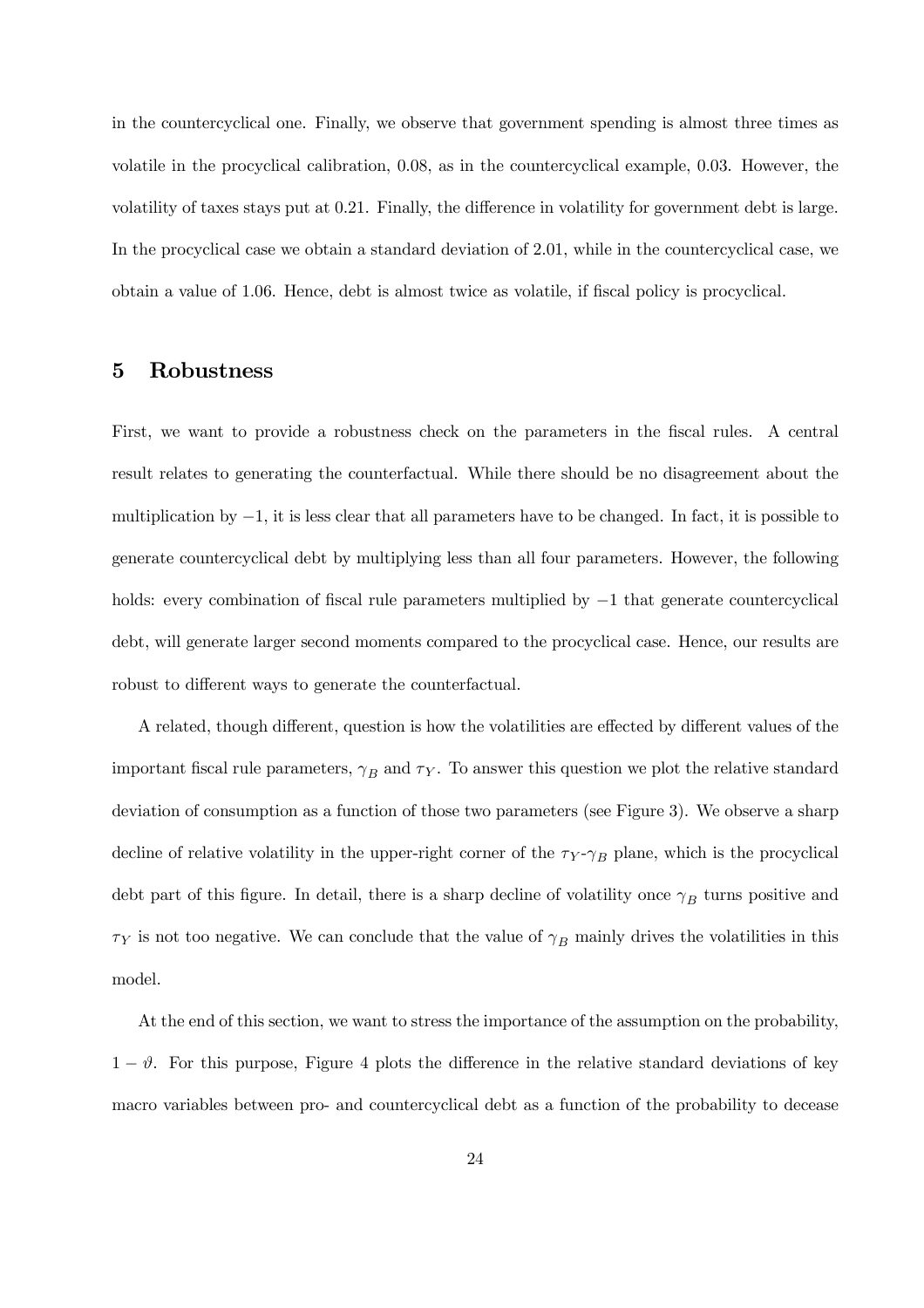in the countercyclical one. Finally, we observe that government spending is almost three times as volatile in the procyclical calibration, 0.08, as in the countercyclical example, 0.03. However, the volatility of taxes stays put at 0.21. Finally, the difference in volatility for government debt is large. In the procyclical case we obtain a standard deviation of 2.01, while in the countercyclical case, we obtain a value of 1.06. Hence, debt is almost twice as volatile, if fiscal policy is procyclical.

## 5 Robustness

First, we want to provide a robustness check on the parameters in the fiscal rules. A central result relates to generating the counterfactual. While there should be no disagreement about the multiplication by $-1$, it is less clear that all parameters have to be changed. In fact, it is possible to generate countercyclical debt by multiplying less than all four parameters. However, the following holds: every combination of fiscal rule parameters multiplied by $-1$ that generate countercyclical debt, will generate larger second moments compared to the procyclical case. Hence, our results are robust to different ways to generate the counterfactual.

A related, though different, question is how the volatilities are effected by different values of the important fiscal rule parameters, $\gamma_B$ and $\tau_Y$. To answer this question we plot the relative standard deviation of consumption as a function of those two parameters (see Figure 3). We observe a sharp decline of relative volatility in the upper-right corner of the $\tau_Y$-$\gamma_B$ plane, which is the procyclical debt part of this figure. In detail, there is a sharp decline of volatility once $\gamma_B$ turns positive and $\tau_Y$ is not too negative. We can conclude that the value of $\gamma_B$ mainly drives the volatilities in this model.

At the end of this section, we want to stress the importance of the assumption on the probability, $1 - \vartheta$. For this purpose, Figure 4 plots the difference in the relative standard deviations of key macro variables between pro- and countercyclical debt as a function of the probability to decease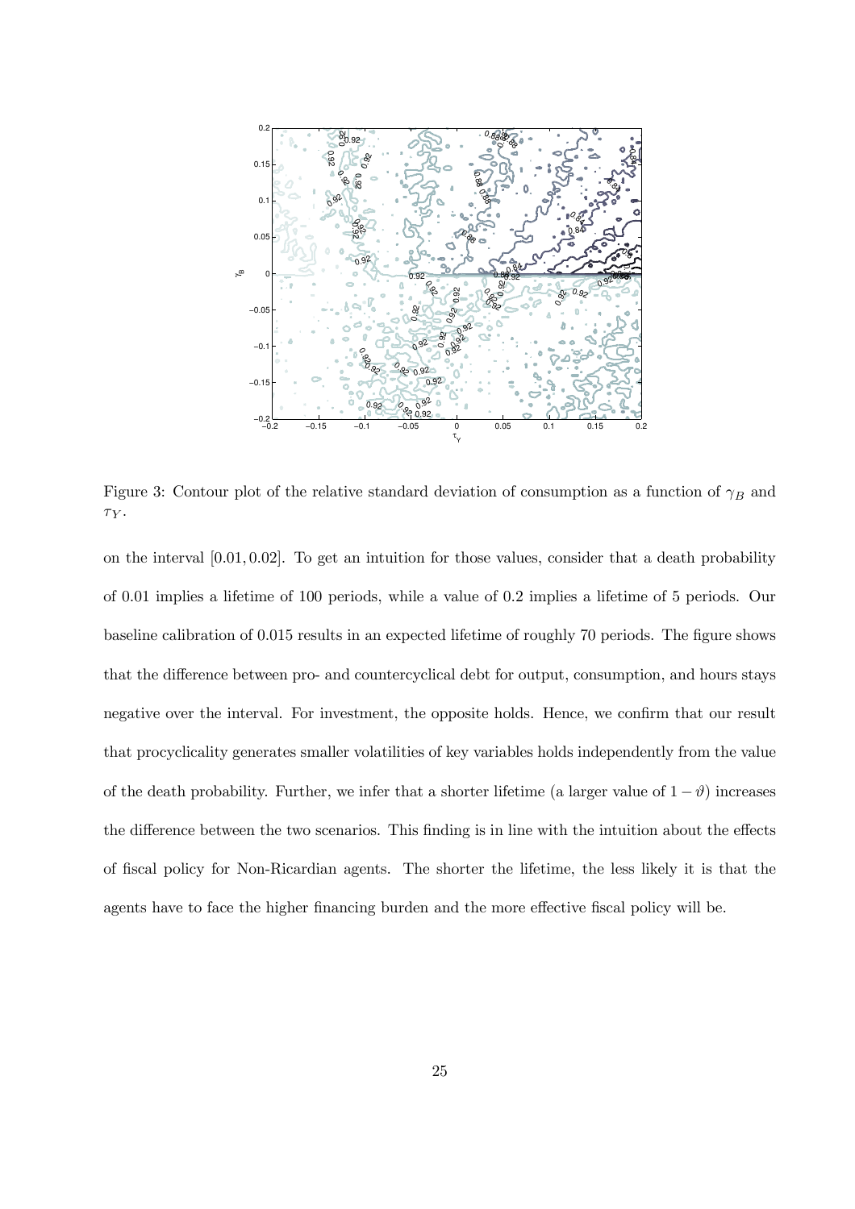Figure 3: Contour plot of the relative standard deviation of consumption as a function of $\gamma_B$ and $\tau_Y$.

on the interval $[0.01, 0.02]$. To get an intuition for those values, consider that a death probability of 0.01 implies a lifetime of 100 periods, while a value of 0.2 implies a lifetime of 5 periods. Our baseline calibration of 0.015 results in an expected lifetime of roughly 70 periods. The figure shows that the difference between pro- and countercyclical debt for output, consumption, and hours stays negative over the interval. For investment, the opposite holds. Hence, we confirm that our result that procyclicality generates smaller volatilities of key variables holds independently from the value of the death probability. Further, we infer that a shorter lifetime (a larger value of $1 - \vartheta$) increases the difference between the two scenarios. This finding is in line with the intuition about the effects of fiscal policy for Non-Ricardian agents. The shorter the lifetime, the less likely it is that the agents have to face the higher financing burden and the more effective fiscal policy will be.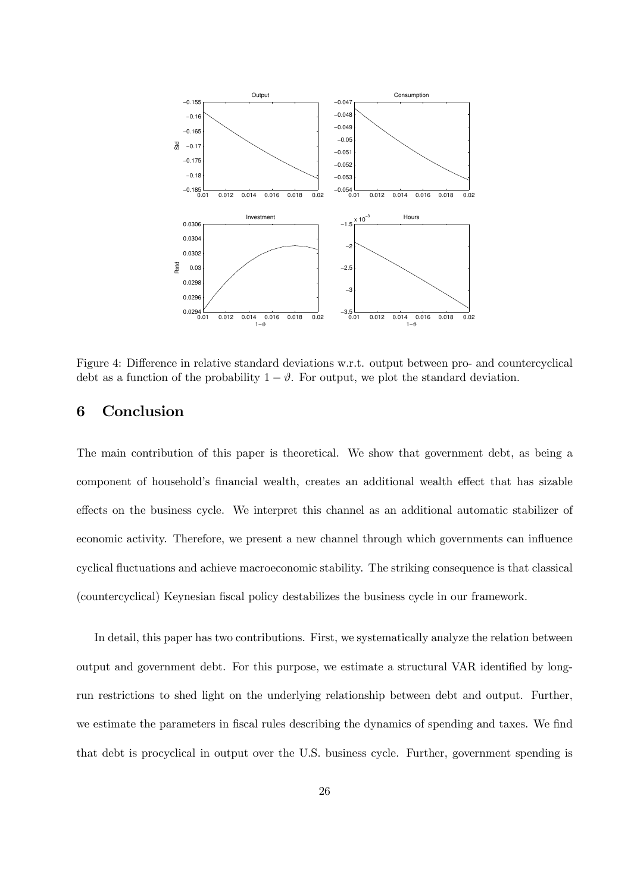Figure 4: Difference in relative standard deviations w.r.t. output between pro- and countercyclical debt as a function of the probability $1 - \vartheta$. For output, we plot the standard deviation.

## 6 Conclusion

The main contribution of this paper is theoretical. We show that government debt, as being a component of household's financial wealth, creates an additional wealth effect that has sizable effects on the business cycle. We interpret this channel as an additional automatic stabilizer of economic activity. Therefore, we present a new channel through which governments can influence cyclical fluctuations and achieve macroeconomic stability. The striking consequence is that classical (countercyclical) Keynesian fiscal policy destabilizes the business cycle in our framework.

In detail, this paper has two contributions. First, we systematically analyze the relation between output and government debt. For this purpose, we estimate a structural VAR identified by long-run restrictions to shed light on the underlying relationship between debt and output. Further, we estimate the parameters in fiscal rules describing the dynamics of spending and taxes. We find that debt is procyclical in output over the U.S. business cycle. Further, government spending is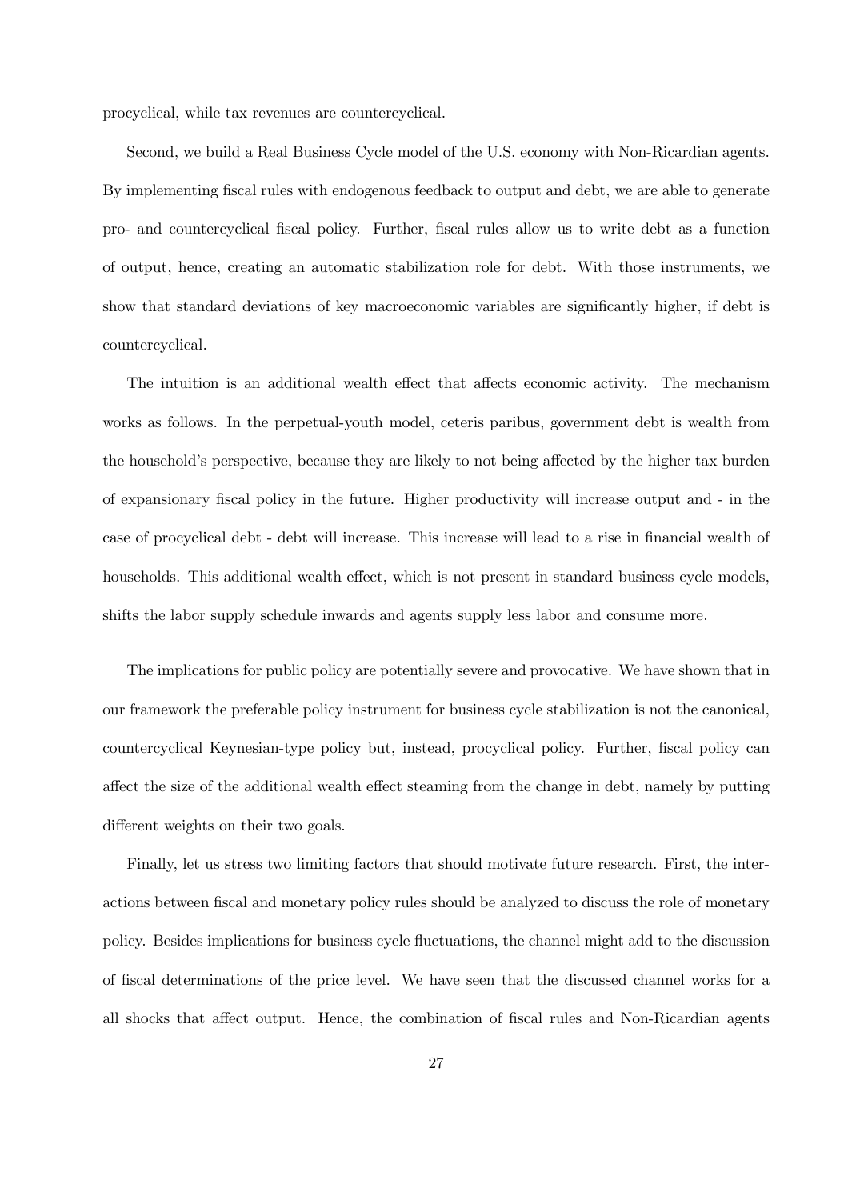procyclical, while tax revenues are countercyclical.

Second, we build a Real Business Cycle model of the U.S. economy with Non-Ricardian agents. By implementing fiscal rules with endogenous feedback to output and debt, we are able to generate pro- and countercyclical fiscal policy. Further, fiscal rules allow us to write debt as a function of output, hence, creating an automatic stabilization role for debt. With those instruments, we show that standard deviations of key macroeconomic variables are significantly higher, if debt is countercyclical.

The intuition is an additional wealth effect that affects economic activity. The mechanism works as follows. In the perpetual-youth model, ceteris paribus, government debt is wealth from the household's perspective, because they are likely to not being affected by the higher tax burden of expansionary fiscal policy in the future. Higher productivity will increase output and - in the case of procyclical debt - debt will increase. This increase will lead to a rise in financial wealth of households. This additional wealth effect, which is not present in standard business cycle models, shifts the labor supply schedule inwards and agents supply less labor and consume more.

The implications for public policy are potentially severe and provocative. We have shown that in our framework the preferable policy instrument for business cycle stabilization is not the canonical, countercyclical Keynesian-type policy but, instead, procyclical policy. Further, fiscal policy can affect the size of the additional wealth effect steaming from the change in debt, namely by putting different weights on their two goals.

Finally, let us stress two limiting factors that should motivate future research. First, the interactions between fiscal and monetary policy rules should be analyzed to discuss the role of monetary policy. Besides implications for business cycle fluctuations, the channel might add to the discussion of fiscal determinations of the price level. We have seen that the discussed channel works for a all shocks that affect output. Hence, the combination of fiscal rules and Non-Ricardian agents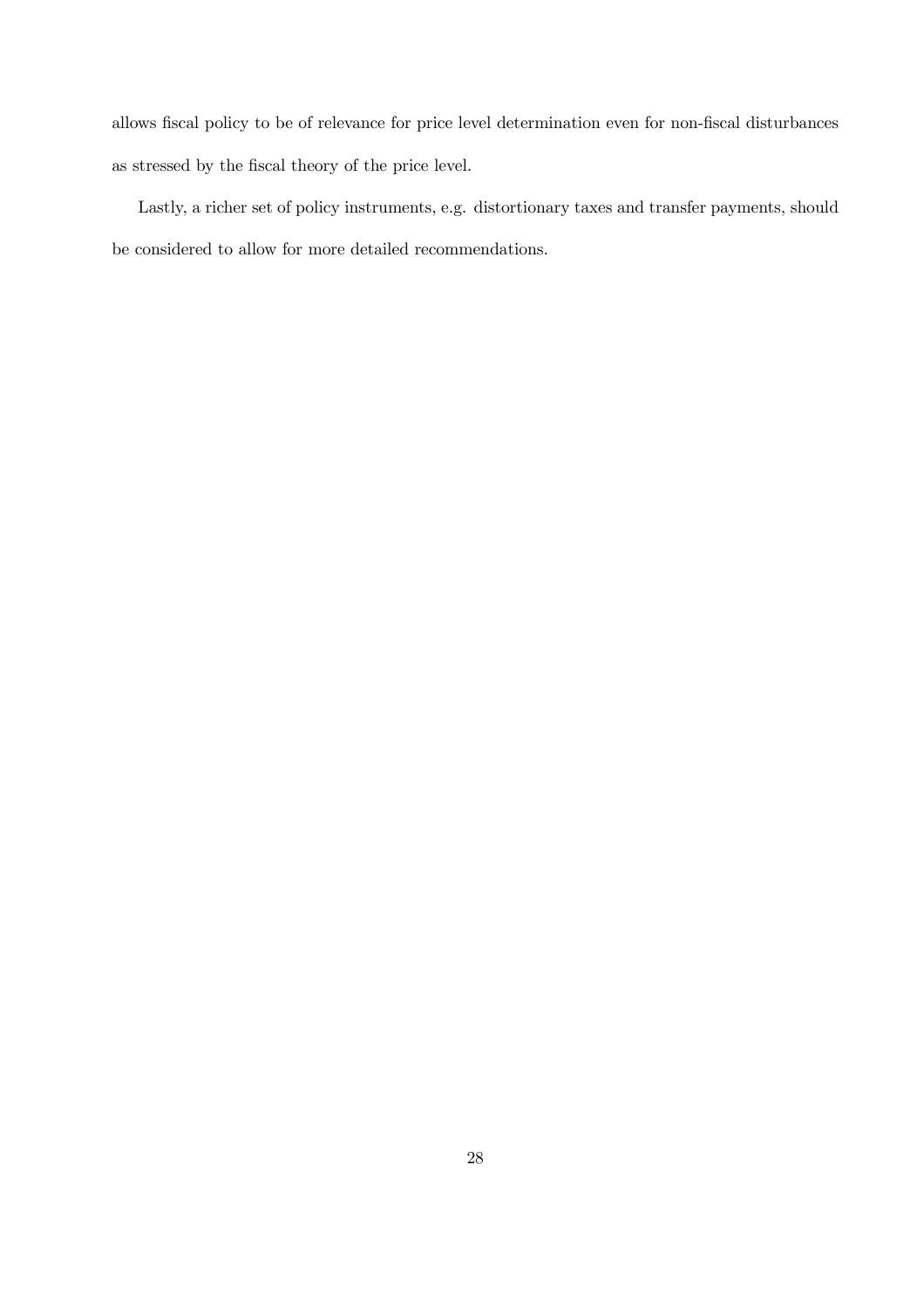allows fiscal policy to be of relevance for price level determination even for non-fiscal disturbances as stressed by the fiscal theory of the price level.

Lastly, a richer set of policy instruments, e.g. distortionary taxes and transfer payments, should be considered to allow for more detailed recommendations.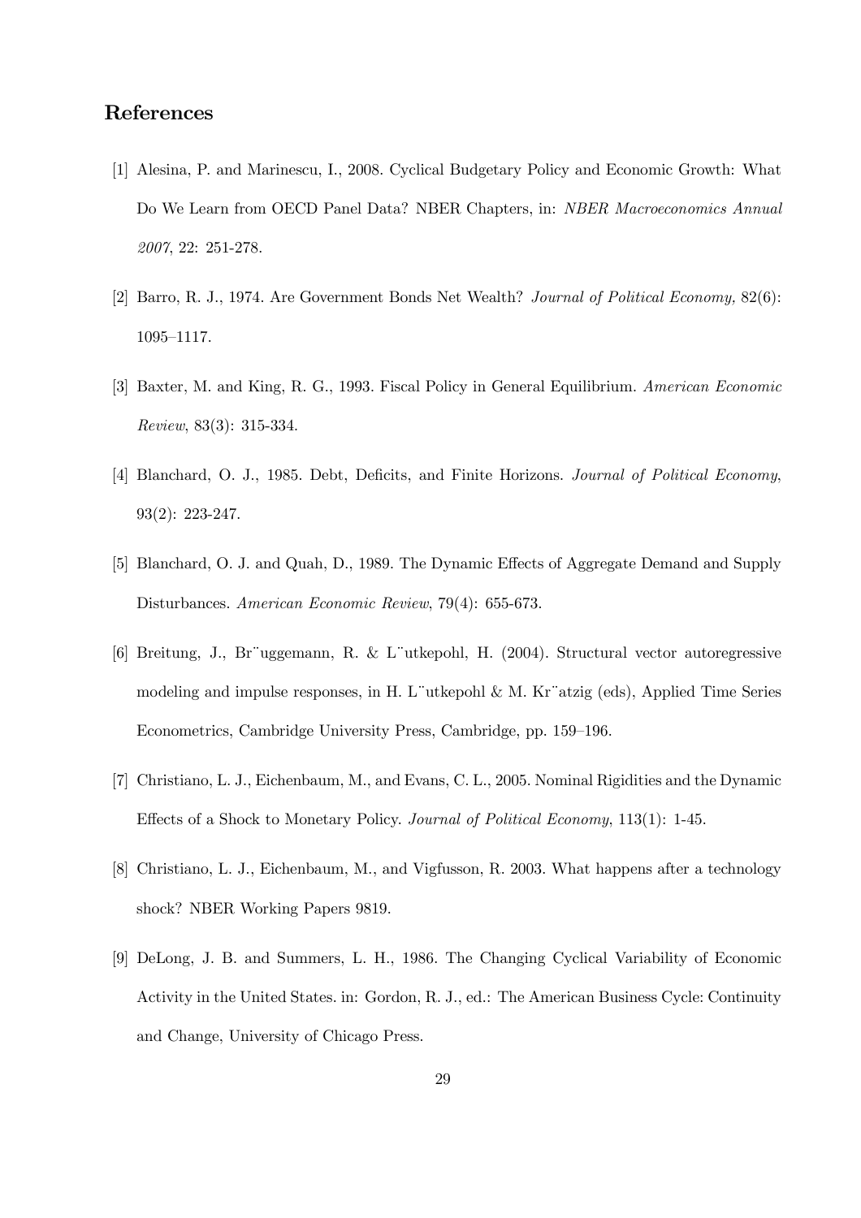# References

[1] Alesina, P. and Marinescu, I., 2008. Cyclical Budgetary Policy and Economic Growth: What Do We Learn from OECD Panel Data? NBER Chapters, in: *NBER Macroeconomics Annual 2007*, 22: 251-278.

[2] Barro, R. J., 1974. Are Government Bonds Net Wealth? *Journal of Political Economy,* 82(6): 1095–1117.

[3] Baxter, M. and King, R. G., 1993. Fiscal Policy in General Equilibrium. *American Economic Review*, 83(3): 315-334.

[4] Blanchard, O. J., 1985. Debt, Deficits, and Finite Horizons. *Journal of Political Economy*, 93(2): 223-247.

[5] Blanchard, O. J. and Quah, D., 1989. The Dynamic Effects of Aggregate Demand and Supply Disturbances. *American Economic Review*, 79(4): 655-673.

[6] Breitung, J., Br¨uggemann, R. & L¨utkepohl, H. (2004). Structural vector autoregressive modeling and impulse responses, in H. L¨utkepohl & M. Kr¨atzig (eds), Applied Time Series Econometrics, Cambridge University Press, Cambridge, pp. 159–196.

[7] Christiano, L. J., Eichenbaum, M., and Evans, C. L., 2005. Nominal Rigidities and the Dynamic Effects of a Shock to Monetary Policy. *Journal of Political Economy*, 113(1): 1-45.

[8] Christiano, L. J., Eichenbaum, M., and Vigfusson, R. 2003. What happens after a technology shock? NBER Working Papers 9819.

[9] DeLong, J. B. and Summers, L. H., 1986. The Changing Cyclical Variability of Economic Activity in the United States. in: Gordon, R. J., ed.: The American Business Cycle: Continuity and Change, University of Chicago Press.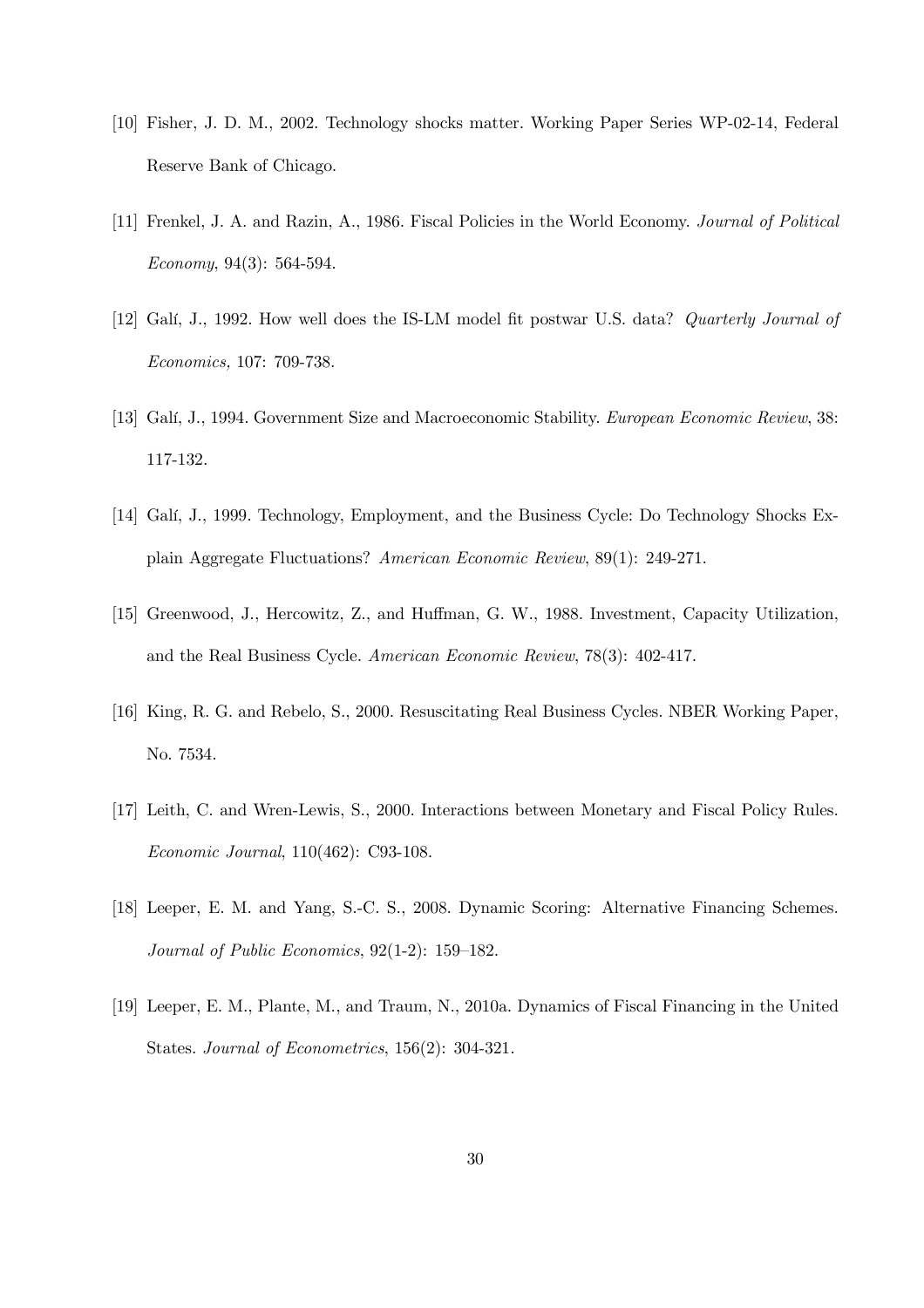[10] Fisher, J. D. M., 2002. Technology shocks matter. Working Paper Series WP-02-14, Federal Reserve Bank of Chicago.

[11] Frenkel, J. A. and Razin, A., 1986. Fiscal Policies in the World Economy. *Journal of Political Economy*, 94(3): 564-594.

[12] Galí, J., 1992. How well does the IS-LM model fit postwar U.S. data? *Quarterly Journal of Economics,* 107: 709-738.

[13] Galí, J., 1994. Government Size and Macroeconomic Stability. *European Economic Review*, 38: 117-132.

[14] Galí, J., 1999. Technology, Employment, and the Business Cycle: Do Technology Shocks Explain Aggregate Fluctuations? *American Economic Review*, 89(1): 249-271.

[15] Greenwood, J., Hercowitz, Z., and Huffman, G. W., 1988. Investment, Capacity Utilization, and the Real Business Cycle. *American Economic Review*, 78(3): 402-417.

[16] King, R. G. and Rebelo, S., 2000. Resuscitating Real Business Cycles. NBER Working Paper, No. 7534.

[17] Leith, C. and Wren-Lewis, S., 2000. Interactions between Monetary and Fiscal Policy Rules. *Economic Journal*, 110(462): C93-108.

[18] Leeper, E. M. and Yang, S.-C. S., 2008. Dynamic Scoring: Alternative Financing Schemes. *Journal of Public Economics*, 92(1-2): 159–182.

[19] Leeper, E. M., Plante, M., and Traum, N., 2010a. Dynamics of Fiscal Financing in the United States. *Journal of Econometrics*, 156(2): 304-321.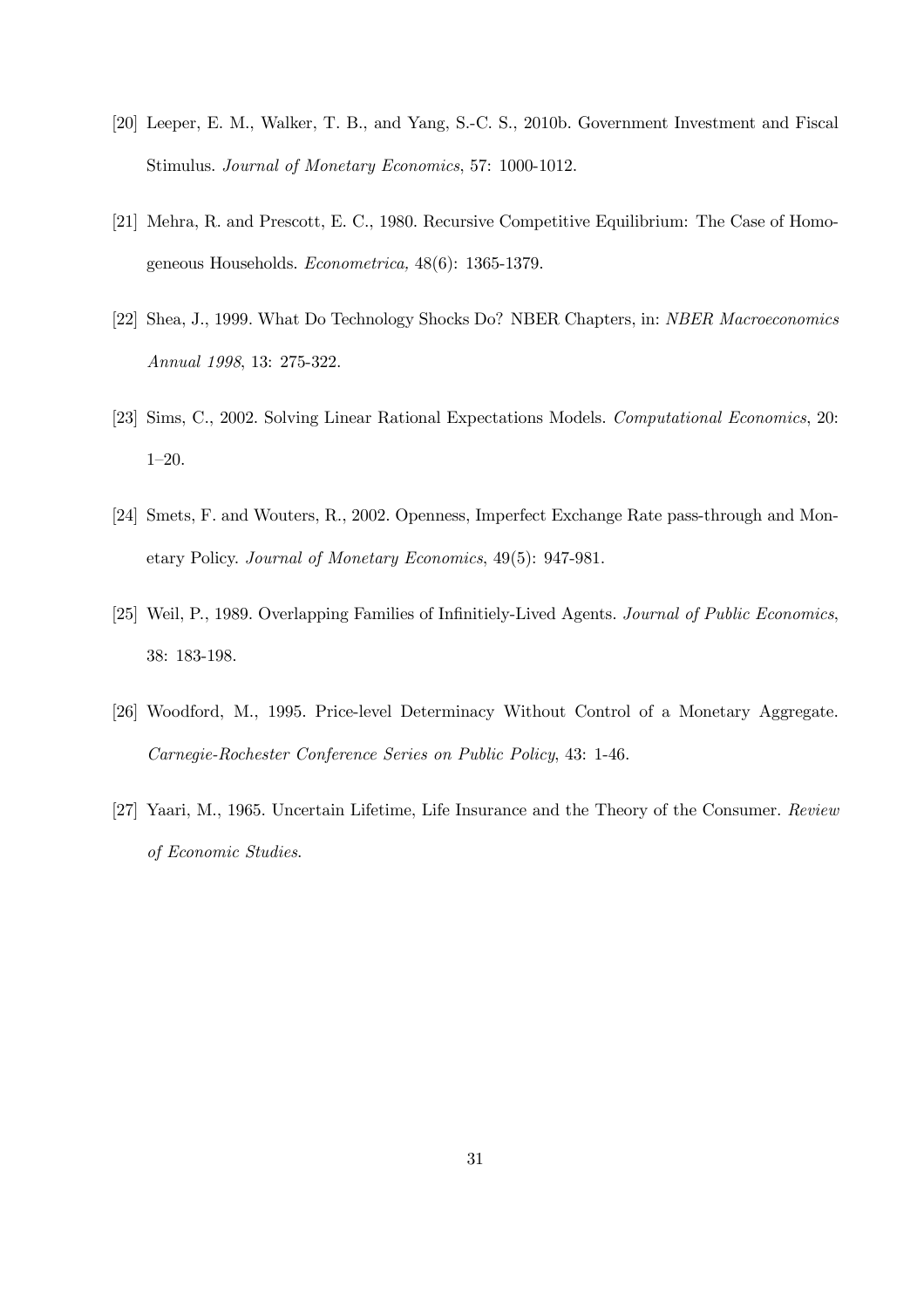[20] Leeper, E. M., Walker, T. B., and Yang, S.-C. S., 2010b. Government Investment and Fiscal Stimulus. *Journal of Monetary Economics*, 57: 1000-1012.

[21] Mehra, R. and Prescott, E. C., 1980. Recursive Competitive Equilibrium: The Case of Homogeneous Households. *Econometrica,* 48(6): 1365-1379.

[22] Shea, J., 1999. What Do Technology Shocks Do? NBER Chapters, in: *NBER Macroeconomics Annual 1998*, 13: 275-322.

[23] Sims, C., 2002. Solving Linear Rational Expectations Models. *Computational Economics*, 20: 1–20.

[24] Smets, F. and Wouters, R., 2002. Openness, Imperfect Exchange Rate pass-through and Monetary Policy. *Journal of Monetary Economics*, 49(5): 947-981.

[25] Weil, P., 1989. Overlapping Families of Infinitiely-Lived Agents. *Journal of Public Economics*, 38: 183-198.

[26] Woodford, M., 1995. Price-level Determinacy Without Control of a Monetary Aggregate. *Carnegie-Rochester Conference Series on Public Policy*, 43: 1-46.

[27] Yaari, M., 1965. Uncertain Lifetime, Life Insurance and the Theory of the Consumer. *Review of Economic Studies*.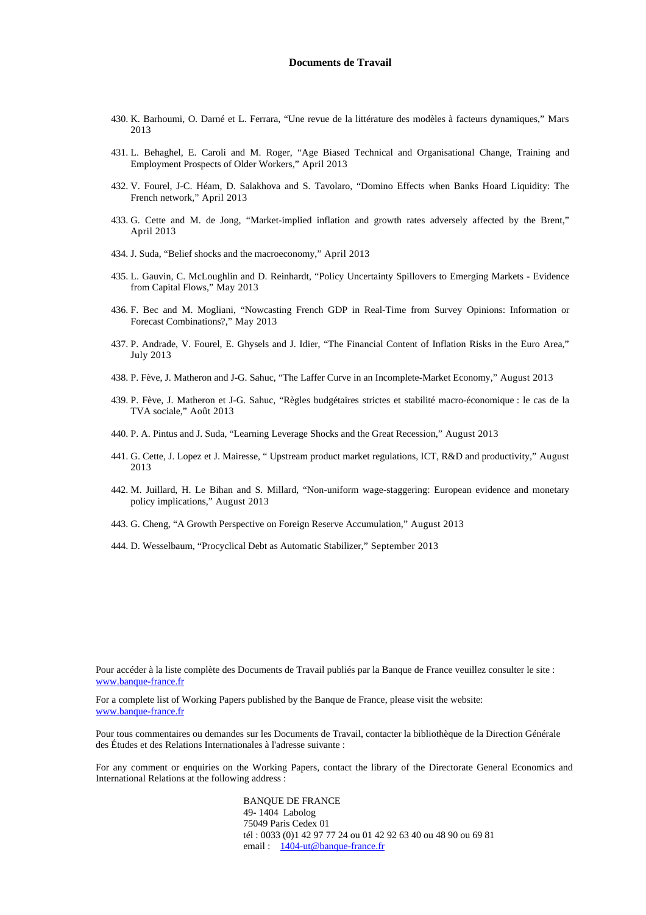# Documents de Travail

430. K. Barhoumi, O. Darné et L. Ferrara, "Une revue de la littérature des modèles à facteurs dynamiques," Mars 2013

431. L. Behaghel, E. Caroli and M. Roger, "Age Biased Technical and Organisational Change, Training and Employment Prospects of Older Workers," April 2013

432. V. Fourel, J-C. Héam, D. Salakhova and S. Tavolaro, "Domino Effects when Banks Hoard Liquidity: The French network," April 2013

433. G. Cette and M. de Jong, "Market-implied inflation and growth rates adversely affected by the Brent," April 2013

434. J. Suda, "Belief shocks and the macroeconomy," April 2013

435. L. Gauvin, C. McLoughlin and D. Reinhardt, "Policy Uncertainty Spillovers to Emerging Markets - Evidence from Capital Flows," May 2013

436. F. Bec and M. Mogliani, "Nowcasting French GDP in Real-Time from Survey Opinions: Information or Forecast Combinations?," May 2013

437. P. Andrade, V. Fourel, E. Ghysels and J. Idier, "The Financial Content of Inflation Risks in the Euro Area," July 2013

438. P. Fève, J. Matheron and J-G. Sahuc, "The Laffer Curve in an Incomplete-Market Economy," August 2013

439. P. Fève, J. Matheron et J-G. Sahuc, "Règles budgétaires strictes et stabilité macro-économique : le cas de la TVA sociale," Août 2013

440. P. A. Pintus and J. Suda, "Learning Leverage Shocks and the Great Recession," August 2013

441. G. Cette, J. Lopez et J. Mairesse, " Upstream product market regulations, ICT, R&D and productivity," August 2013

442. M. Juillard, H. Le Bihan and S. Millard, "Non-uniform wage-staggering: European evidence and monetary policy implications," August 2013

443. G. Cheng, "A Growth Perspective on Foreign Reserve Accumulation," August 2013

444. D. Wesselbaum, "Procyclical Debt as Automatic Stabilizer," September 2013

Pour accéder à la liste complète des Documents de Travail publiés par la Banque de France veuillez consulter le site : www.banque-france.fr

For a complete list of Working Papers published by the Banque de France, please visit the website: www.banque-france.fr

Pour tous commentaires ou demandes sur les Documents de Travail, contacter la bibliothèque de la Direction Générale des Études et des Relations Internationales à l'adresse suivante :

For any comment or enquiries on the Working Papers, contact the library of the Directorate General Economics and International Relations at the following address :

BANQUE DE FRANCE
49- 1404 Labolog
75049 Paris Cedex 01
tél : 0033 (0)1 42 97 77 24 ou 01 42 92 63 40 ou 48 90 ou 69 81
email : 1404-ut@banque-france.fr